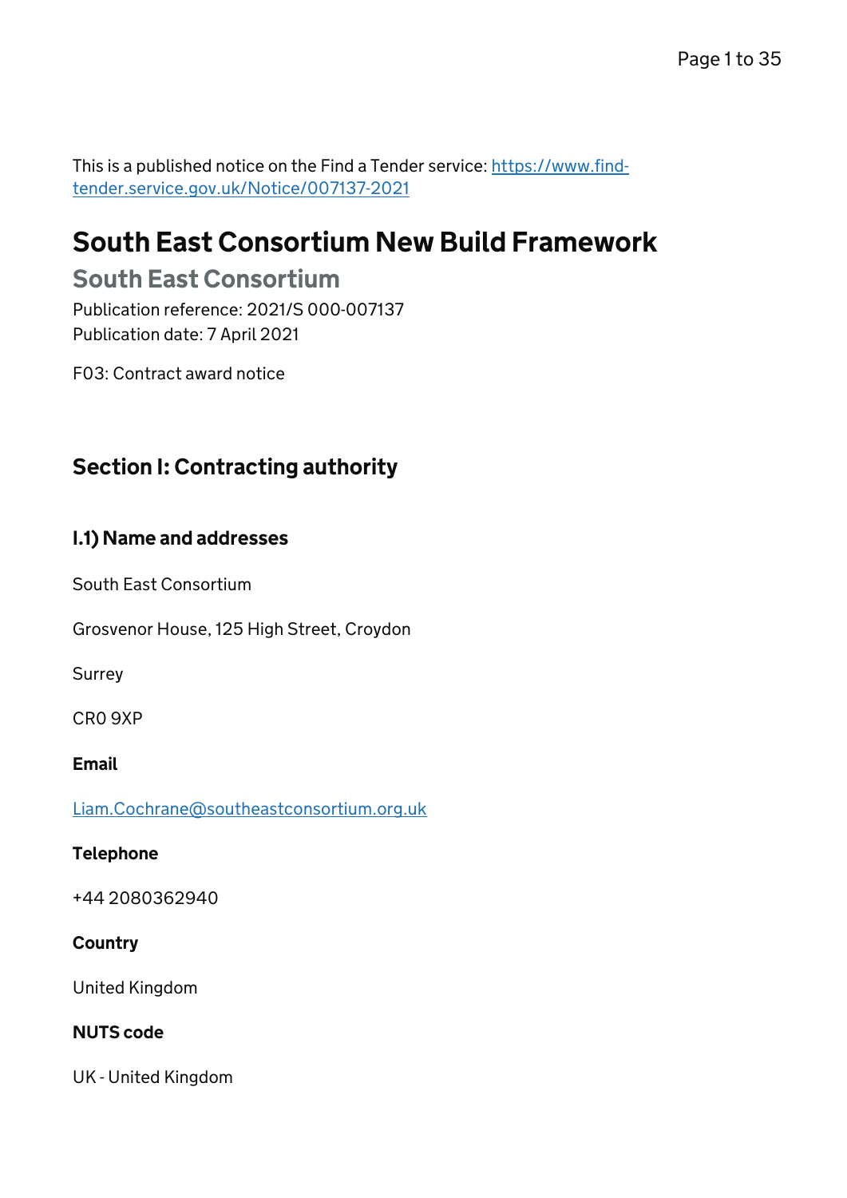This is a published notice on the Find a Tender service: [https://www.find-tender.service.gov.uk/Notice/007137-2021](https://www.find-tender.service.gov.uk/Notice/007137-2021)

# South East Consortium New Build Framework

## South East Consortium

Publication reference: 2021/S 000-007137

Publication date: 7 April 2021

F03: Contract award notice

## Section I: Contracting authority

### I.1) Name and addresses

South East Consortium

Grosvenor House, 125 High Street, Croydon

Surrey

CR0 9XP

**Email**

[Liam.Cochrane@southeastconsortium.org.uk](mailto:Liam.Cochrane@southeastconsortium.org.uk)

**Telephone**

+44 2080362940

**Country**

United Kingdom

**NUTS code**

UK - United Kingdom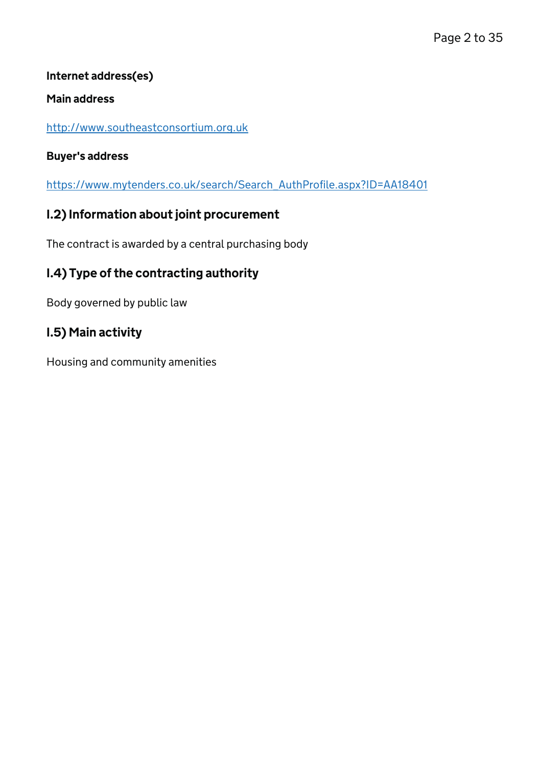**Internet address(es)**

**Main address**

http://www.southeastconsortium.org.uk

**Buyer's address**

https://www.mytenders.co.uk/search/Search_AuthProfile.aspx?ID=AA18401

## I.2) Information about joint procurement

The contract is awarded by a central purchasing body

## I.4) Type of the contracting authority

Body governed by public law

## I.5) Main activity

Housing and community amenities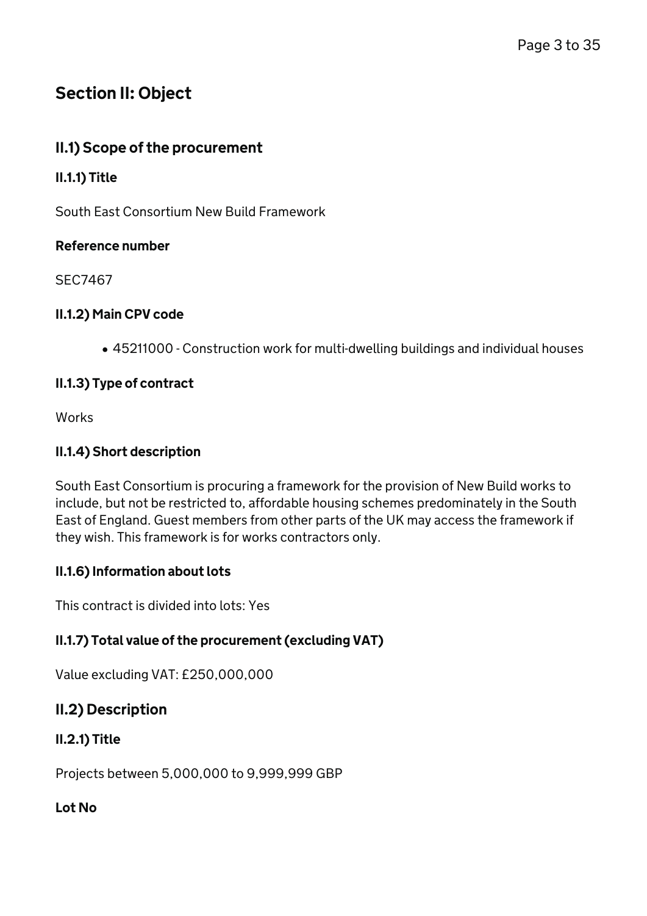## Section II: Object

### II.1) Scope of the procurement

#### II.1.1) Title

South East Consortium New Build Framework

**Reference number**

SEC7467

#### II.1.2) Main CPV code

- 45211000 - Construction work for multi-dwelling buildings and individual houses

#### II.1.3) Type of contract

Works

#### II.1.4) Short description

South East Consortium is procuring a framework for the provision of New Build works to include, but not be restricted to, affordable housing schemes predominately in the South East of England. Guest members from other parts of the UK may access the framework if they wish. This framework is for works contractors only.

#### II.1.6) Information about lots

This contract is divided into lots: Yes

#### II.1.7) Total value of the procurement (excluding VAT)

Value excluding VAT: £250,000,000

### II.2) Description

#### II.2.1) Title

Projects between 5,000,000 to 9,999,999 GBP

**Lot No**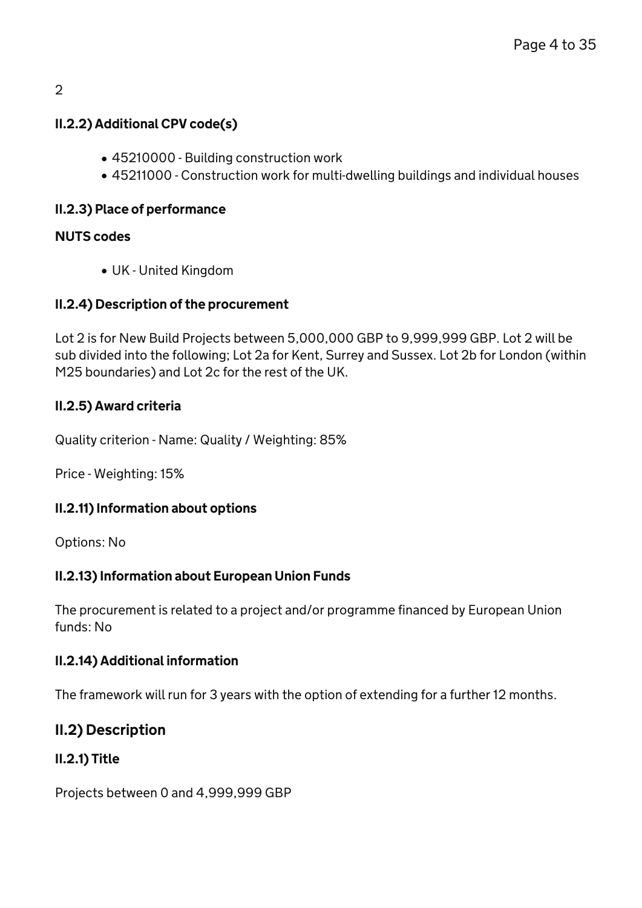2

### II.2.2) Additional CPV code(s)

- 45210000 - Building construction work
- 45211000 - Construction work for multi-dwelling buildings and individual houses

### II.2.3) Place of performance

#### NUTS codes

- UK - United Kingdom

### II.2.4) Description of the procurement

Lot 2 is for New Build Projects between 5,000,000 GBP to 9,999,999 GBP. Lot 2 will be sub divided into the following; Lot 2a for Kent, Surrey and Sussex. Lot 2b for London (within M25 boundaries) and Lot 2c for the rest of the UK.

### II.2.5) Award criteria

Quality criterion - Name: Quality / Weighting: 85%

Price - Weighting: 15%

### II.2.11) Information about options

Options: No

### II.2.13) Information about European Union Funds

The procurement is related to a project and/or programme financed by European Union funds: No

### II.2.14) Additional information

The framework will run for 3 years with the option of extending for a further 12 months.

## II.2) Description

### II.2.1) Title

Projects between 0 and 4,999,999 GBP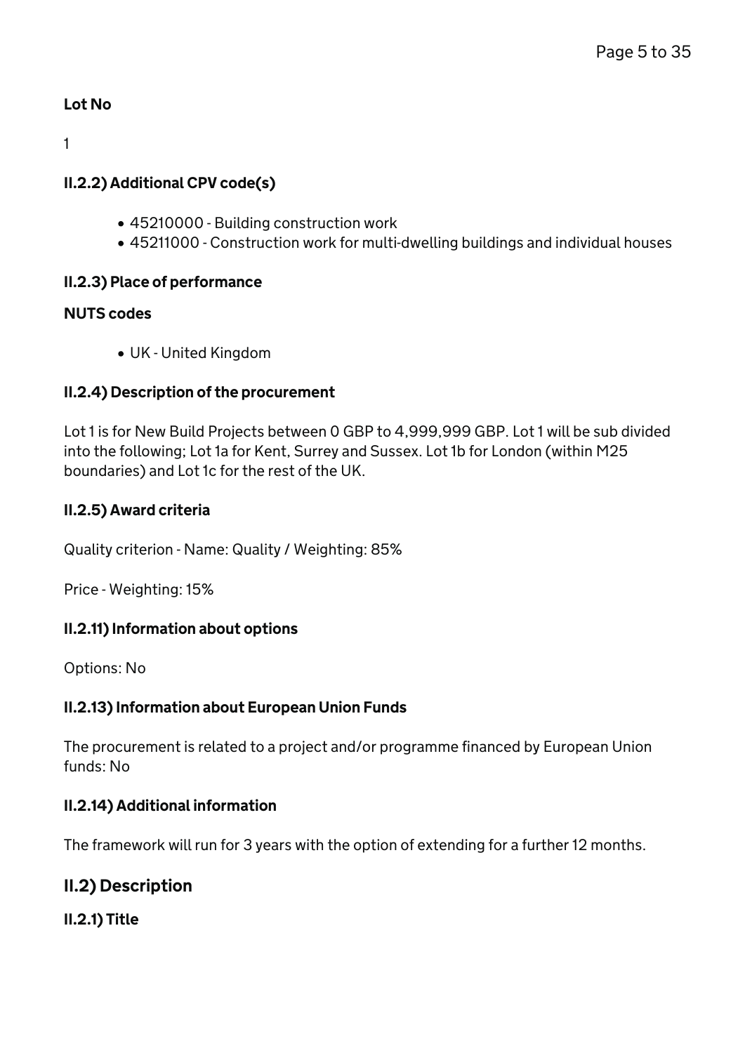#### Lot No

1

#### II.2.2) Additional CPV code(s)

- 45210000 - Building construction work
- 45211000 - Construction work for multi-dwelling buildings and individual houses

#### II.2.3) Place of performance

##### NUTS codes

- UK - United Kingdom

#### II.2.4) Description of the procurement

Lot 1 is for New Build Projects between 0 GBP to 4,999,999 GBP. Lot 1 will be sub divided into the following; Lot 1a for Kent, Surrey and Sussex. Lot 1b for London (within M25 boundaries) and Lot 1c for the rest of the UK.

#### II.2.5) Award criteria

Quality criterion - Name: Quality / Weighting: 85%

Price - Weighting: 15%

#### II.2.11) Information about options

Options: No

#### II.2.13) Information about European Union Funds

The procurement is related to a project and/or programme financed by European Union funds: No

#### II.2.14) Additional information

The framework will run for 3 years with the option of extending for a further 12 months.

### II.2) Description

#### II.2.1) Title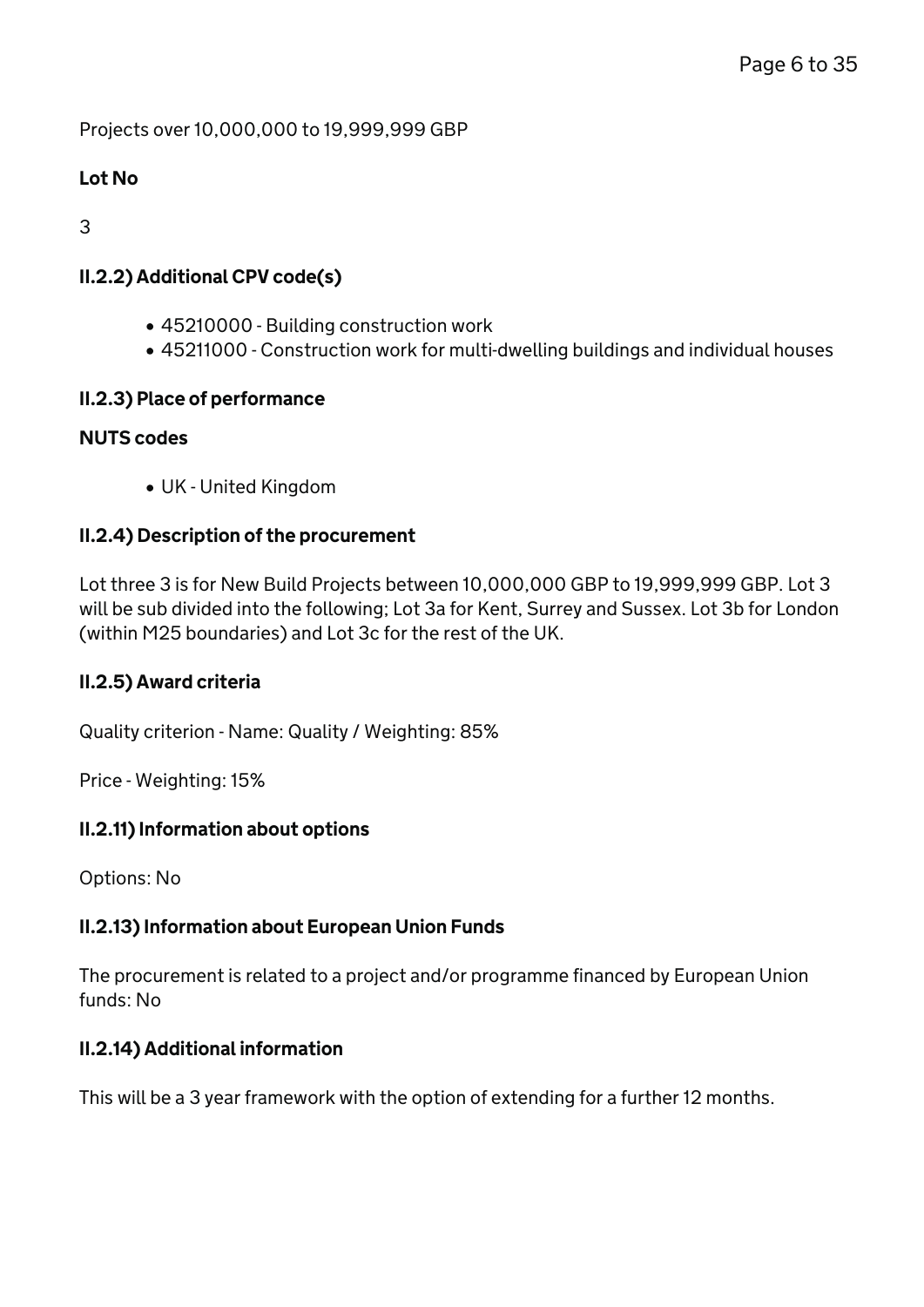Projects over 10,000,000 to 19,999,999 GBP

**Lot No**

3

### II.2.2) Additional CPV code(s)

- 45210000 - Building construction work
- 45211000 - Construction work for multi-dwelling buildings and individual houses

### II.2.3) Place of performance

**NUTS codes**

- UK - United Kingdom

### II.2.4) Description of the procurement

Lot three 3 is for New Build Projects between 10,000,000 GBP to 19,999,999 GBP. Lot 3 will be sub divided into the following; Lot 3a for Kent, Surrey and Sussex. Lot 3b for London (within M25 boundaries) and Lot 3c for the rest of the UK.

### II.2.5) Award criteria

Quality criterion - Name: Quality / Weighting: 85%

Price - Weighting: 15%

### II.2.11) Information about options

Options: No

### II.2.13) Information about European Union Funds

The procurement is related to a project and/or programme financed by European Union funds: No

### II.2.14) Additional information

This will be a 3 year framework with the option of extending for a further 12 months.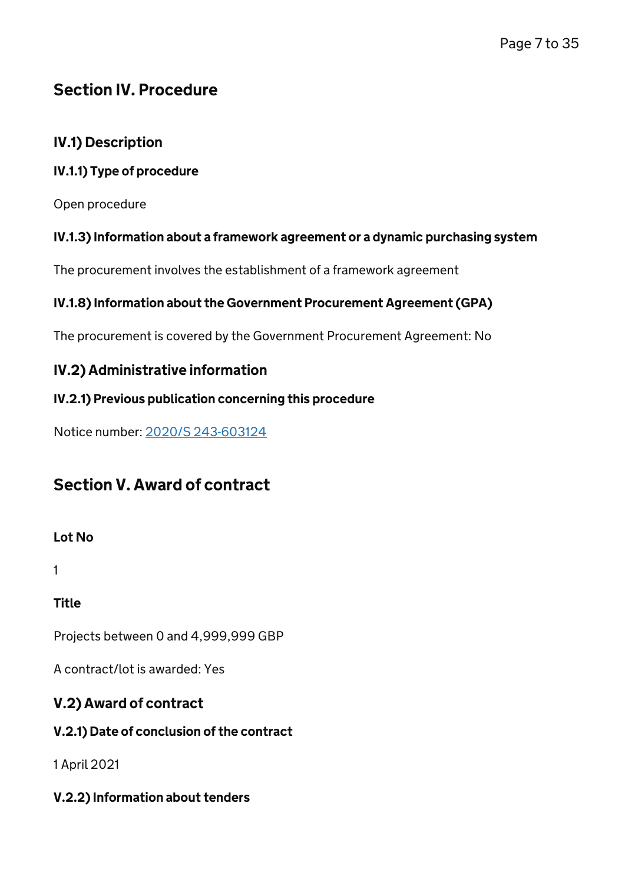## Section IV. Procedure

### IV.1) Description

#### IV.1.1) Type of procedure

Open procedure

#### IV.1.3) Information about a framework agreement or a dynamic purchasing system

The procurement involves the establishment of a framework agreement

#### IV.1.8) Information about the Government Procurement Agreement (GPA)

The procurement is covered by the Government Procurement Agreement: No

### IV.2) Administrative information

#### IV.2.1) Previous publication concerning this procedure

Notice number: [2020/S 243-603124]

## Section V. Award of contract

**Lot No**

1

**Title**

Projects between 0 and 4,999,999 GBP

A contract/lot is awarded: Yes

### V.2) Award of contract

#### V.2.1) Date of conclusion of the contract

1 April 2021

#### V.2.2) Information about tenders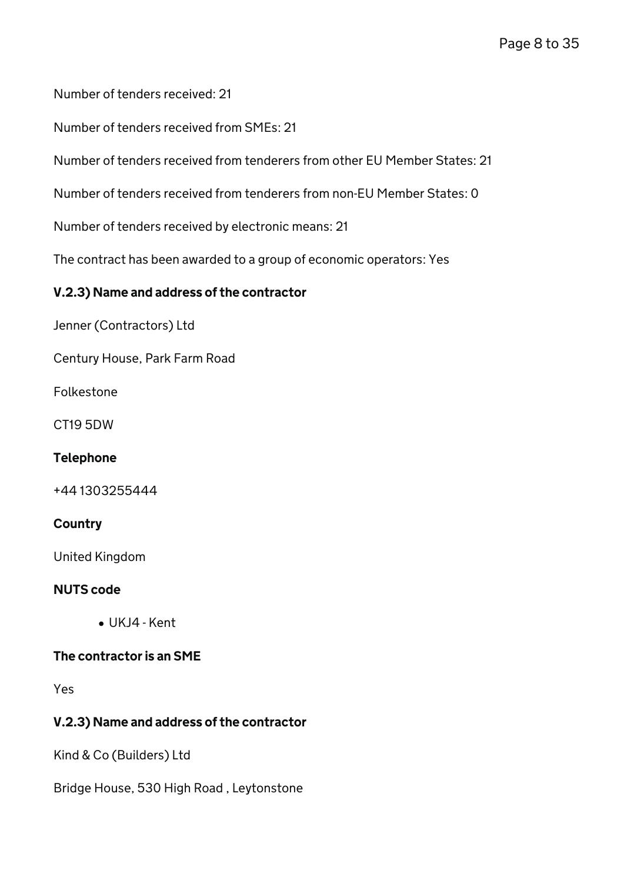Number of tenders received: 21

Number of tenders received from SMEs: 21

Number of tenders received from tenderers from other EU Member States: 21

Number of tenders received from tenderers from non-EU Member States: 0

Number of tenders received by electronic means: 21

The contract has been awarded to a group of economic operators: Yes

### V.2.3) Name and address of the contractor

Jenner (Contractors) Ltd

Century House, Park Farm Road

Folkestone

CT19 5DW

**Telephone**

+44 1303255444

**Country**

United Kingdom

**NUTS code**

- UKJ4 - Kent

**The contractor is an SME**

Yes

### V.2.3) Name and address of the contractor

Kind & Co (Builders) Ltd

Bridge House, 530 High Road , Leytonstone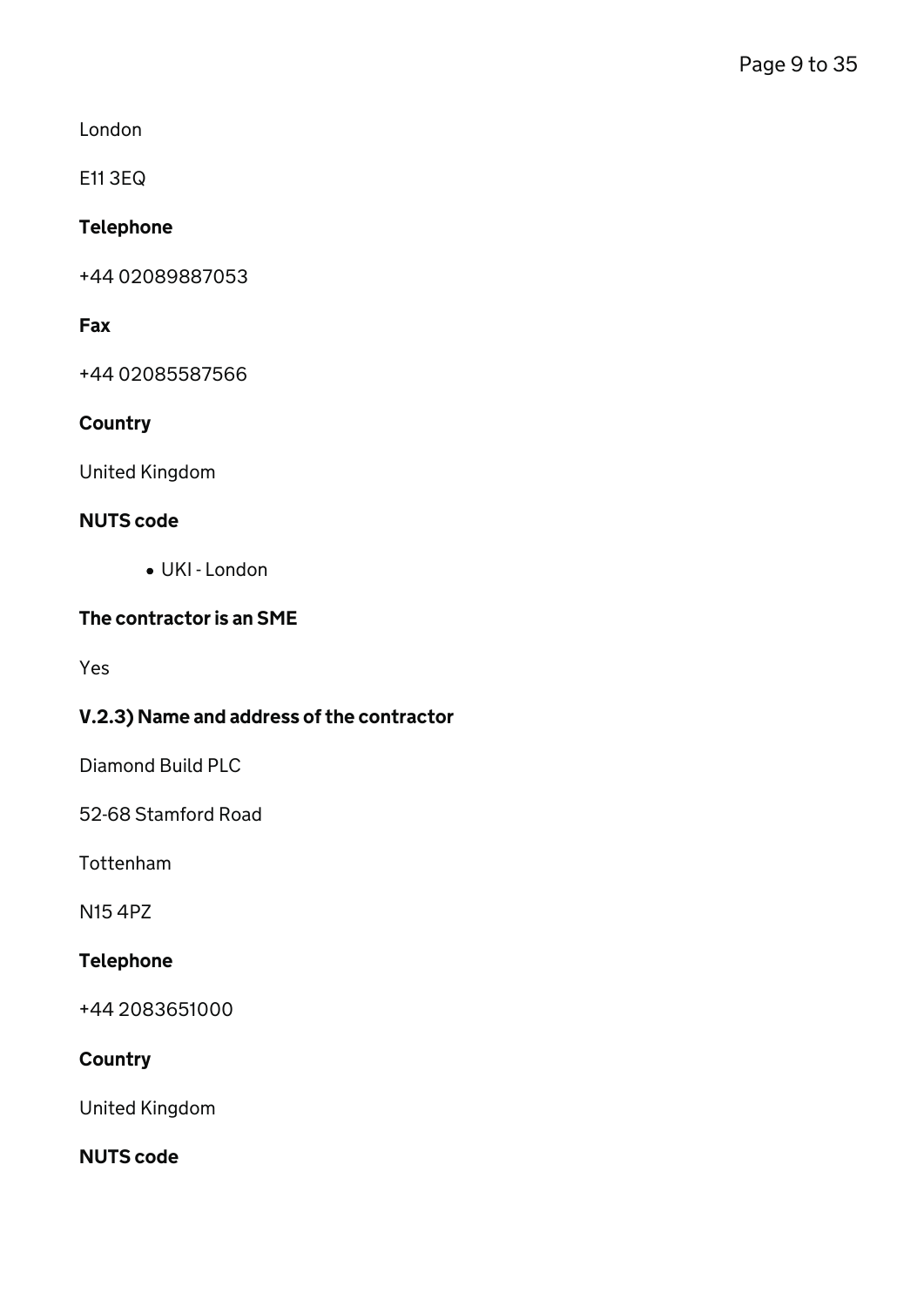London

E11 3EQ

#### Telephone

+44 02089887053

#### Fax

+44 02085587566

#### Country

United Kingdom

#### NUTS code

- UKI - London

#### The contractor is an SME

Yes

### V.2.3) Name and address of the contractor

Diamond Build PLC

52-68 Stamford Road

Tottenham

N15 4PZ

#### Telephone

+44 2083651000

#### Country

United Kingdom

#### NUTS code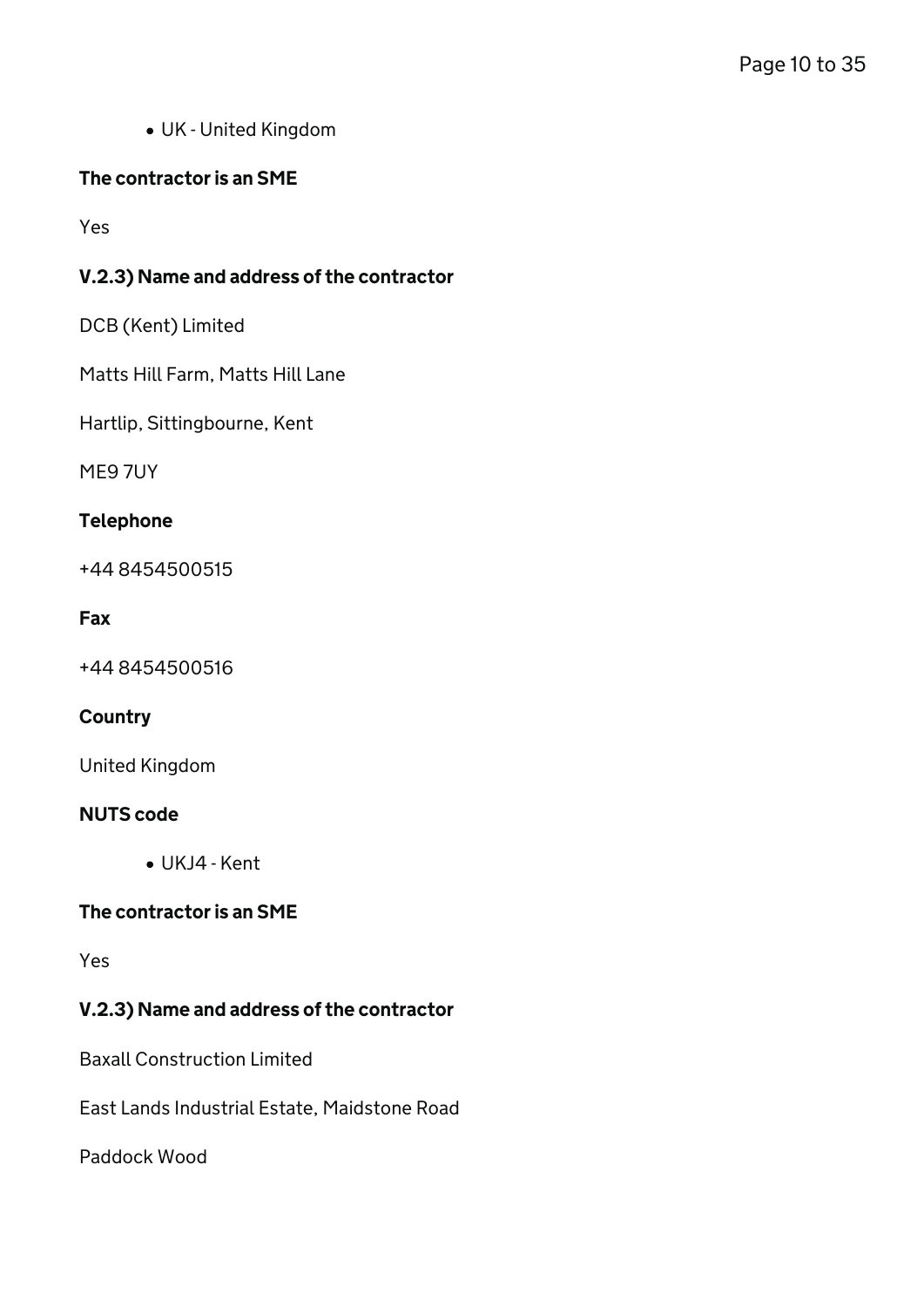- UK - United Kingdom

#### The contractor is an SME

Yes

#### V.2.3) Name and address of the contractor

DCB (Kent) Limited

Matts Hill Farm, Matts Hill Lane

Hartlip, Sittingbourne, Kent

ME9 7UY

#### Telephone

+44 8454500515

#### Fax

+44 8454500516

#### Country

United Kingdom

#### NUTS code

- UKJ4 - Kent

#### The contractor is an SME

Yes

#### V.2.3) Name and address of the contractor

Baxall Construction Limited

East Lands Industrial Estate, Maidstone Road

Paddock Wood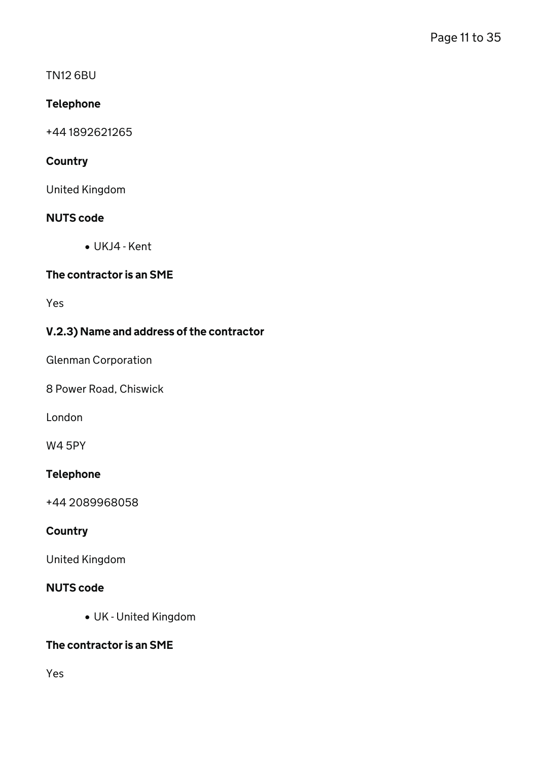TN12 6BU

#### Telephone

+44 1892621265

#### Country

United Kingdom

#### NUTS code

- UKJ4 - Kent

#### The contractor is an SME

Yes

#### V.2.3) Name and address of the contractor

Glenman Corporation

8 Power Road, Chiswick

London

W4 5PY

#### Telephone

+44 2089968058

#### Country

United Kingdom

#### NUTS code

- UK - United Kingdom

#### The contractor is an SME

Yes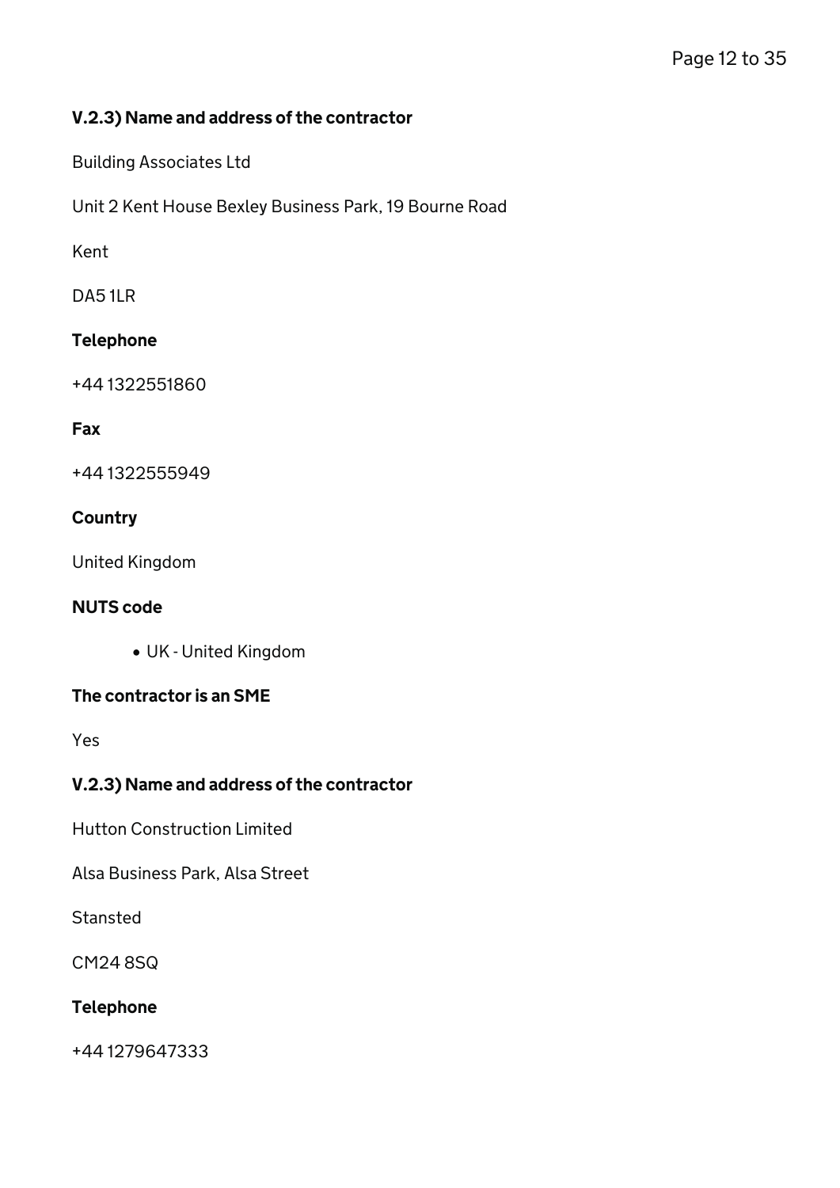### V.2.3) Name and address of the contractor

Building Associates Ltd

Unit 2 Kent House Bexley Business Park, 19 Bourne Road

Kent

DA5 1LR

#### Telephone

+44 1322551860

#### Fax

+44 1322555949

#### Country

United Kingdom

#### NUTS code

- UK - United Kingdom

#### The contractor is an SME

Yes

### V.2.3) Name and address of the contractor

Hutton Construction Limited

Alsa Business Park, Alsa Street

Stansted

CM24 8SQ

#### Telephone

+44 1279647333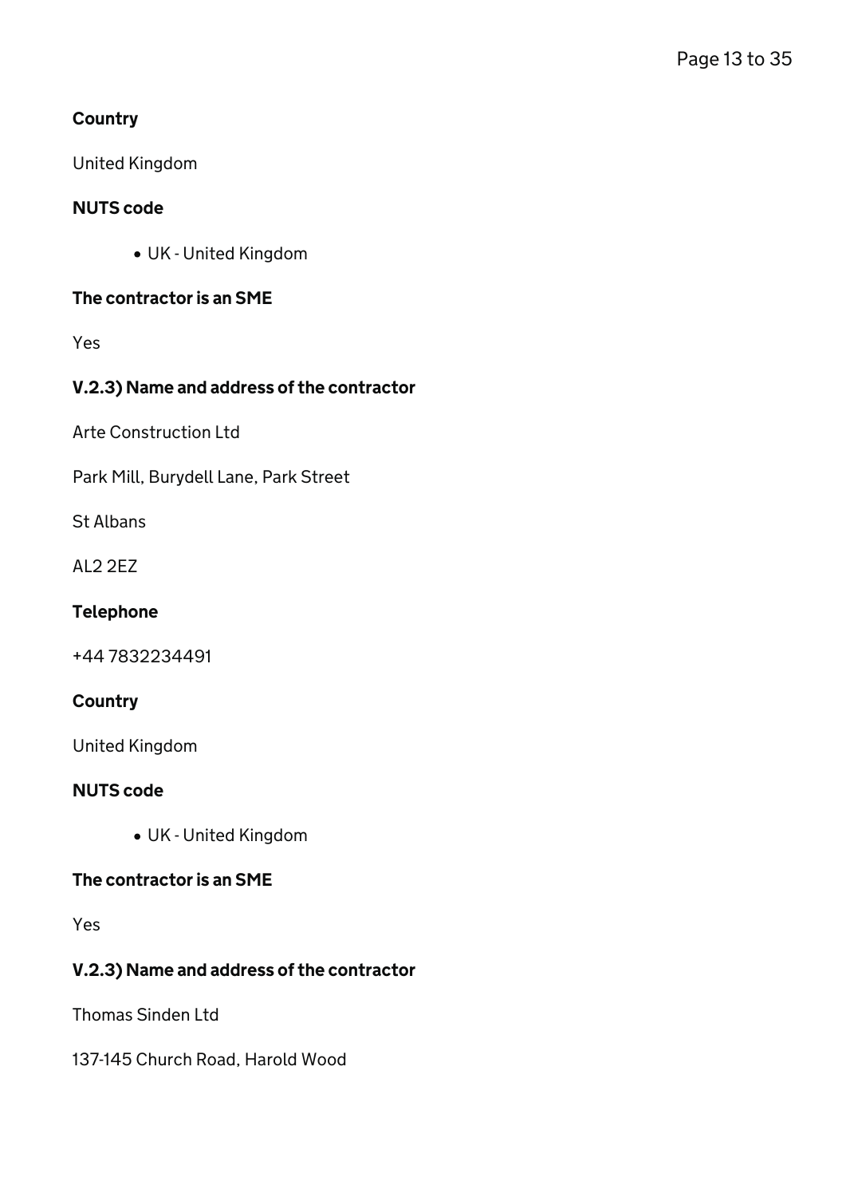#### Country

United Kingdom

#### NUTS code

- UK - United Kingdom

#### The contractor is an SME

Yes

#### V.2.3) Name and address of the contractor

Arte Construction Ltd

Park Mill, Burydell Lane, Park Street

St Albans

AL2 2EZ

#### Telephone

+44 7832234491

#### Country

United Kingdom

#### NUTS code

- UK - United Kingdom

#### The contractor is an SME

Yes

#### V.2.3) Name and address of the contractor

Thomas Sinden Ltd

137-145 Church Road, Harold Wood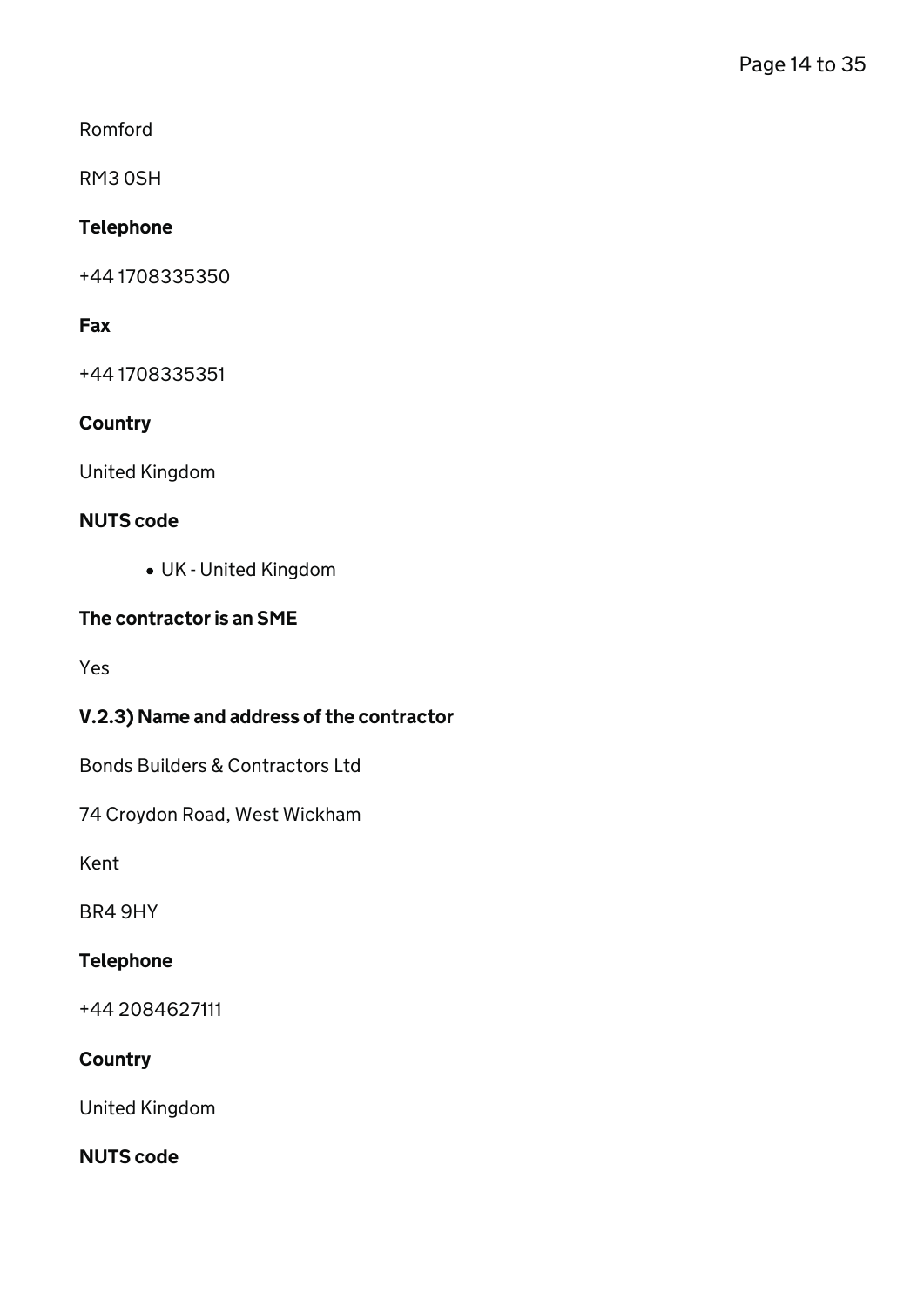Romford

RM3 0SH

**Telephone**

+44 1708335350

**Fax**

+44 1708335351

**Country**

United Kingdom

**NUTS code**

- UK - United Kingdom

**The contractor is an SME**

Yes

**V.2.3) Name and address of the contractor**

Bonds Builders & Contractors Ltd

74 Croydon Road, West Wickham

Kent

BR4 9HY

**Telephone**

+44 2084627111

**Country**

United Kingdom

**NUTS code**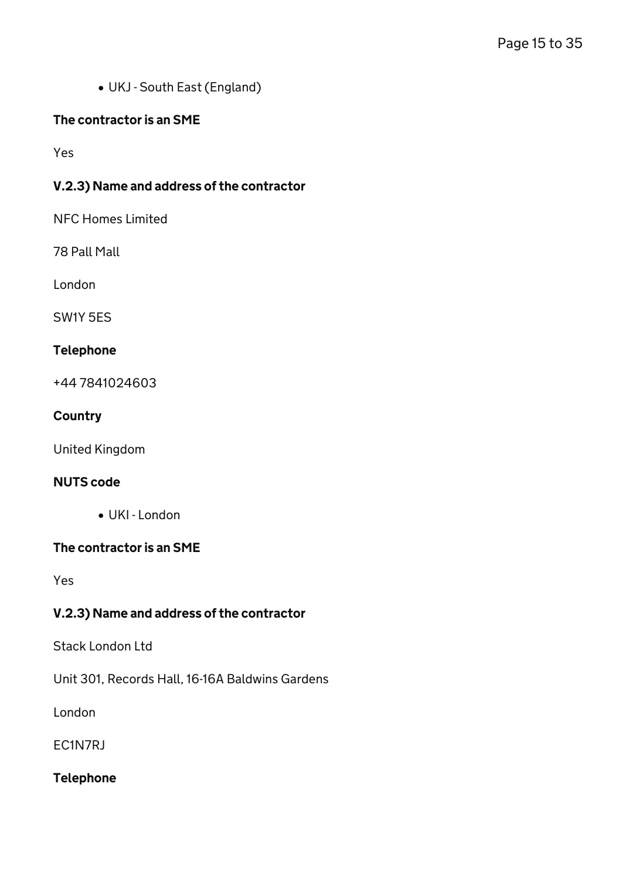- UKJ - South East (England)

### The contractor is an SME

Yes

### V.2.3) Name and address of the contractor

NFC Homes Limited

78 Pall Mall

London

SW1Y 5ES

### Telephone

+44 7841024603

### Country

United Kingdom

### NUTS code

- UKI - London

### The contractor is an SME

Yes

### V.2.3) Name and address of the contractor

Stack London Ltd

Unit 301, Records Hall, 16-16A Baldwins Gardens

London

EC1N7RJ

### Telephone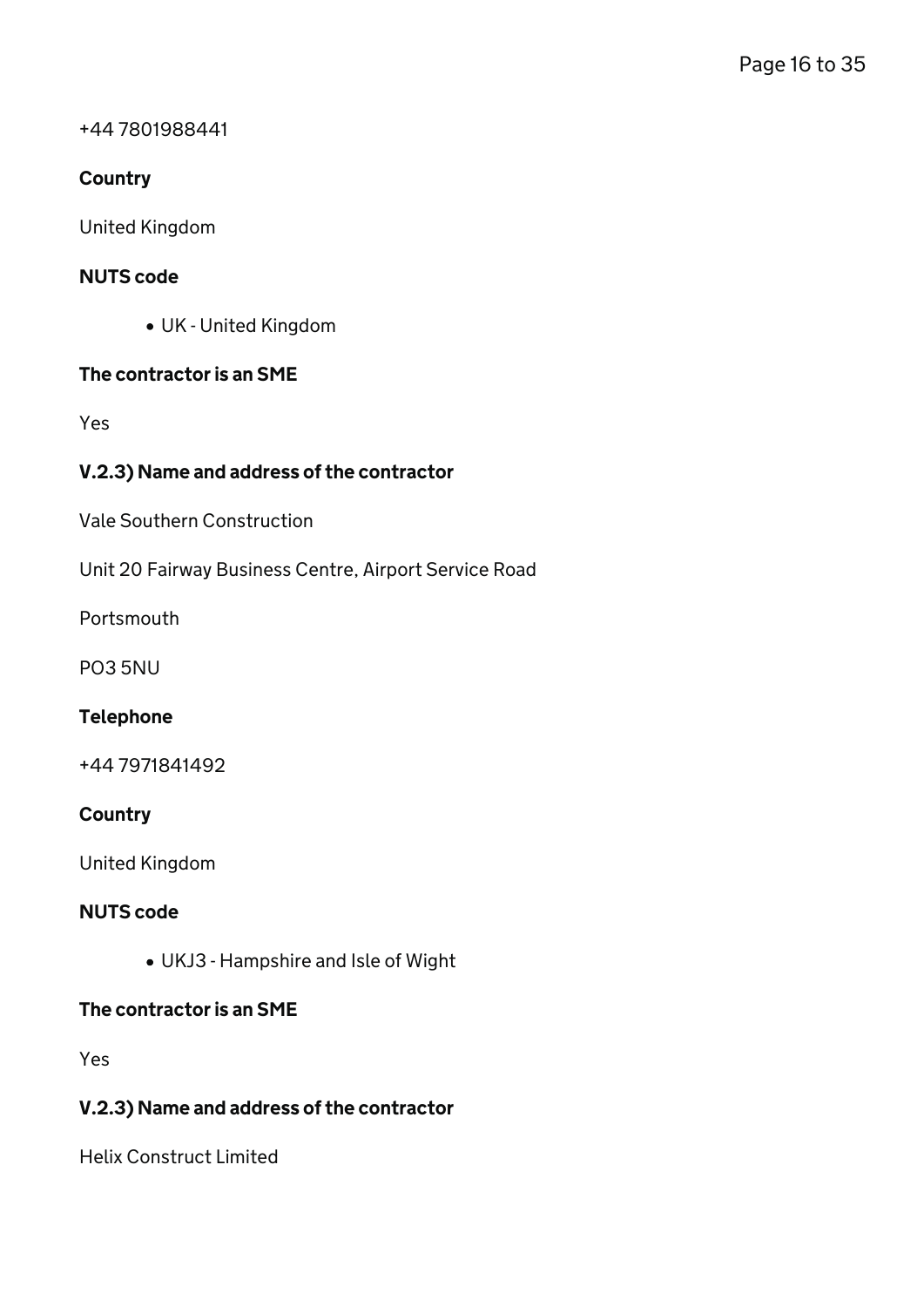+44 7801988441

#### Country

United Kingdom

#### NUTS code

- UK - United Kingdom

#### The contractor is an SME

Yes

### V.2.3) Name and address of the contractor

Vale Southern Construction

Unit 20 Fairway Business Centre, Airport Service Road

Portsmouth

PO3 5NU

#### Telephone

+44 7971841492

#### Country

United Kingdom

#### NUTS code

- UKJ3 - Hampshire and Isle of Wight

#### The contractor is an SME

Yes

### V.2.3) Name and address of the contractor

Helix Construct Limited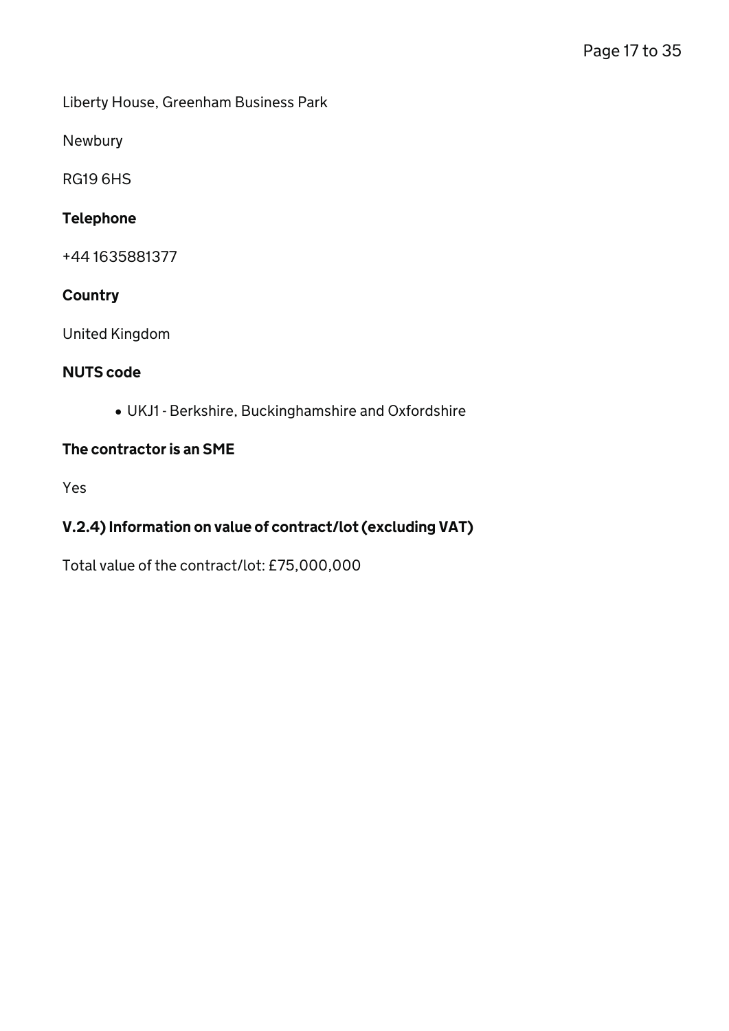Liberty House, Greenham Business Park

Newbury

RG19 6HS

### Telephone

+44 1635881377

### Country

United Kingdom

### NUTS code

- UKJ1 - Berkshire, Buckinghamshire and Oxfordshire

### The contractor is an SME

Yes

### V.2.4) Information on value of contract/lot (excluding VAT)

Total value of the contract/lot: £75,000,000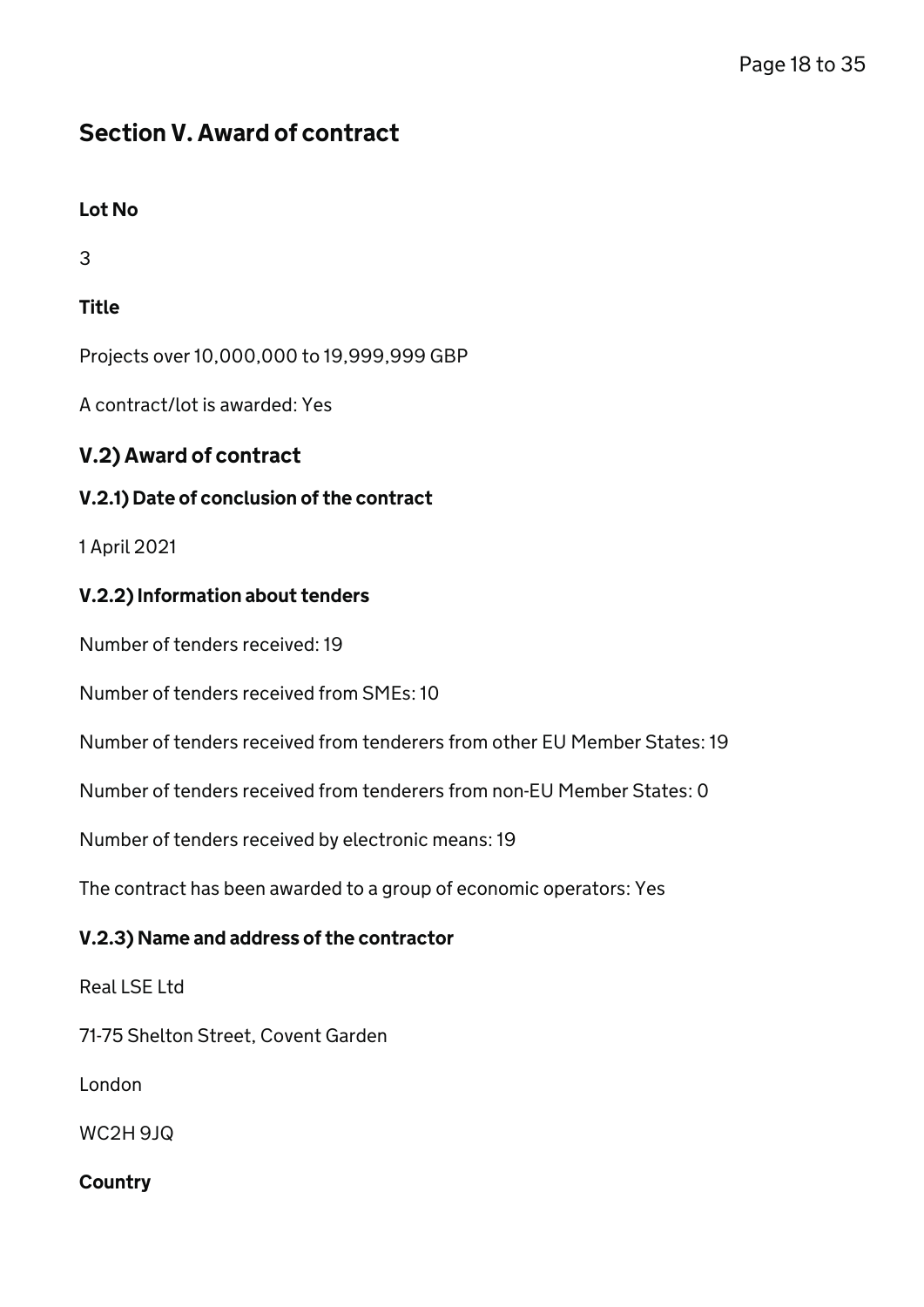## Section V. Award of contract

**Lot No**

3

**Title**

Projects over 10,000,000 to 19,999,999 GBP

A contract/lot is awarded: Yes

### V.2) Award of contract

#### V.2.1) Date of conclusion of the contract

1 April 2021

#### V.2.2) Information about tenders

Number of tenders received: 19

Number of tenders received from SMEs: 10

Number of tenders received from tenderers from other EU Member States: 19

Number of tenders received from tenderers from non-EU Member States: 0

Number of tenders received by electronic means: 19

The contract has been awarded to a group of economic operators: Yes

#### V.2.3) Name and address of the contractor

Real LSE Ltd

71-75 Shelton Street, Covent Garden

London

WC2H 9JQ

**Country**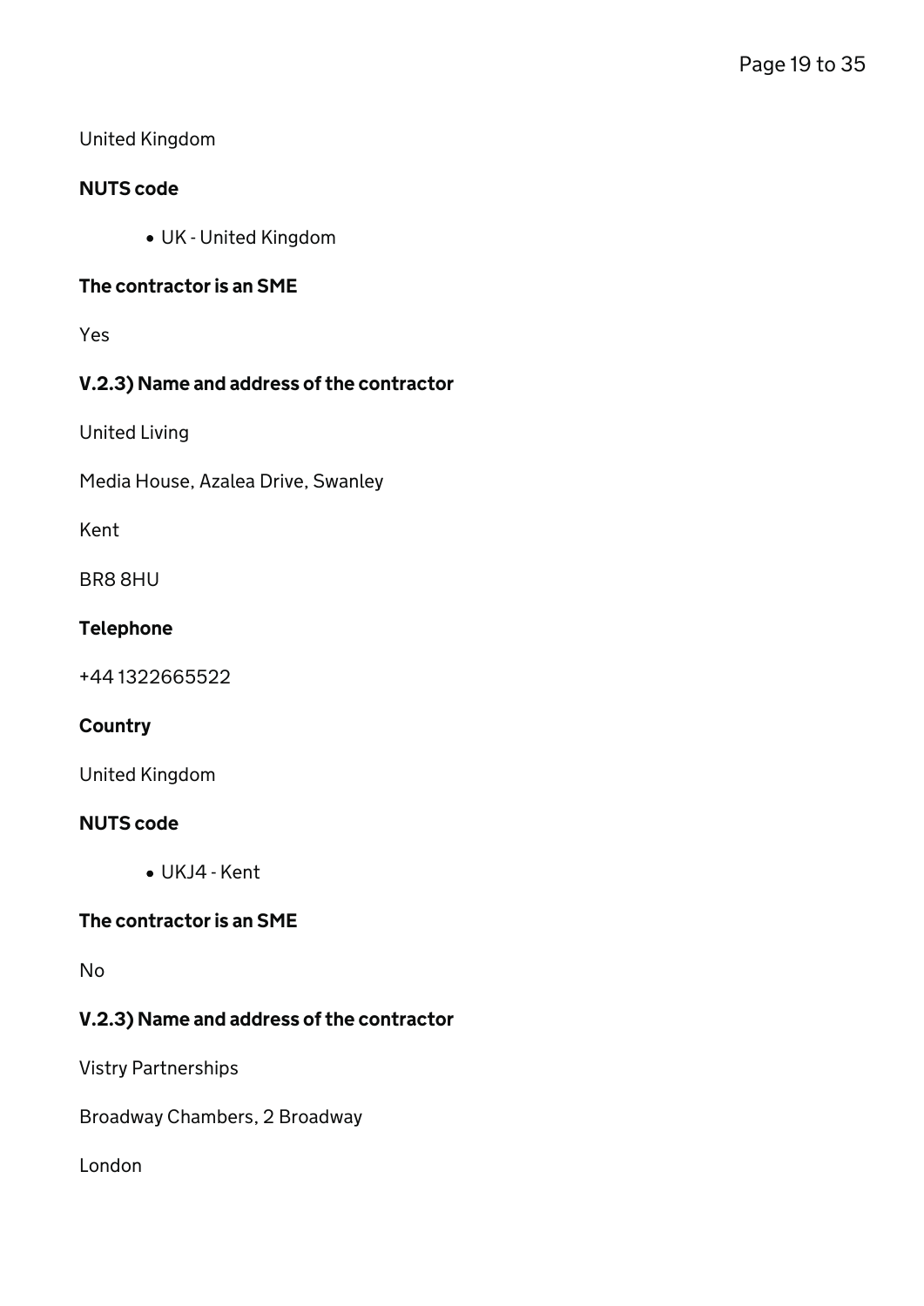United Kingdom

#### NUTS code

- UK - United Kingdom

#### The contractor is an SME

Yes

#### V.2.3) Name and address of the contractor

United Living

Media House, Azalea Drive, Swanley

Kent

BR8 8HU

#### Telephone

+44 1322665522

#### Country

United Kingdom

#### NUTS code

- UKJ4 - Kent

#### The contractor is an SME

No

#### V.2.3) Name and address of the contractor

Vistry Partnerships

Broadway Chambers, 2 Broadway

London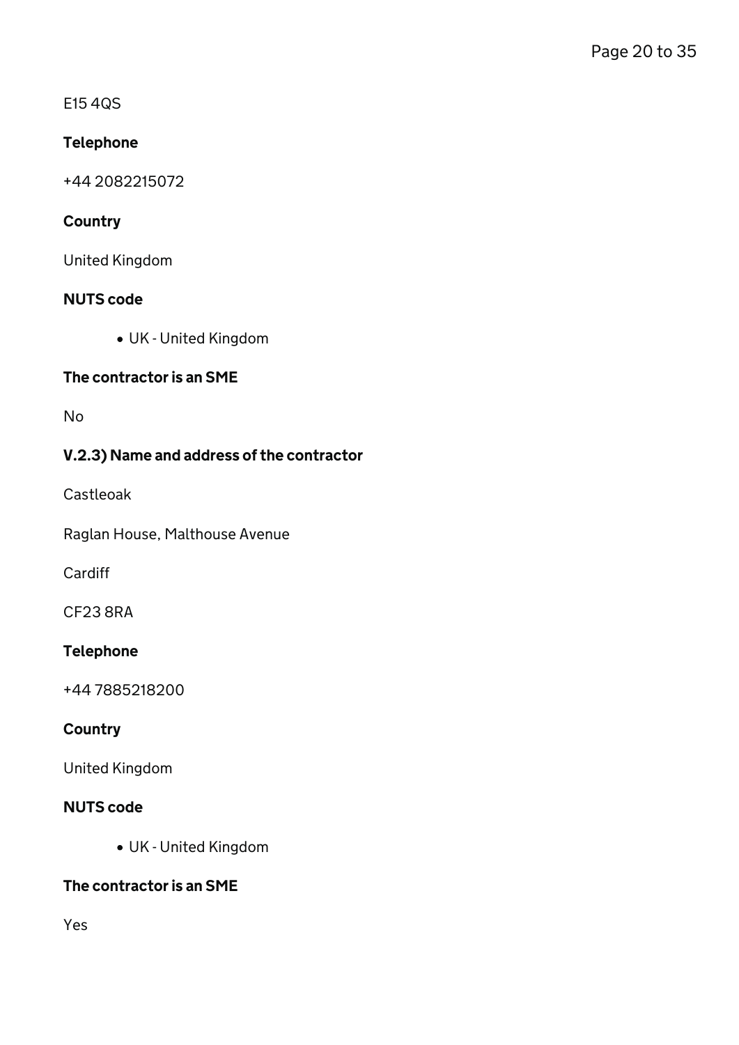E15 4QS

### Telephone

+44 2082215072

### Country

United Kingdom

### NUTS code

- UK - United Kingdom

### The contractor is an SME

No

### V.2.3) Name and address of the contractor

Castleoak

Raglan House, Malthouse Avenue

Cardiff

CF23 8RA

### Telephone

+44 7885218200

### Country

United Kingdom

### NUTS code

- UK - United Kingdom

### The contractor is an SME

Yes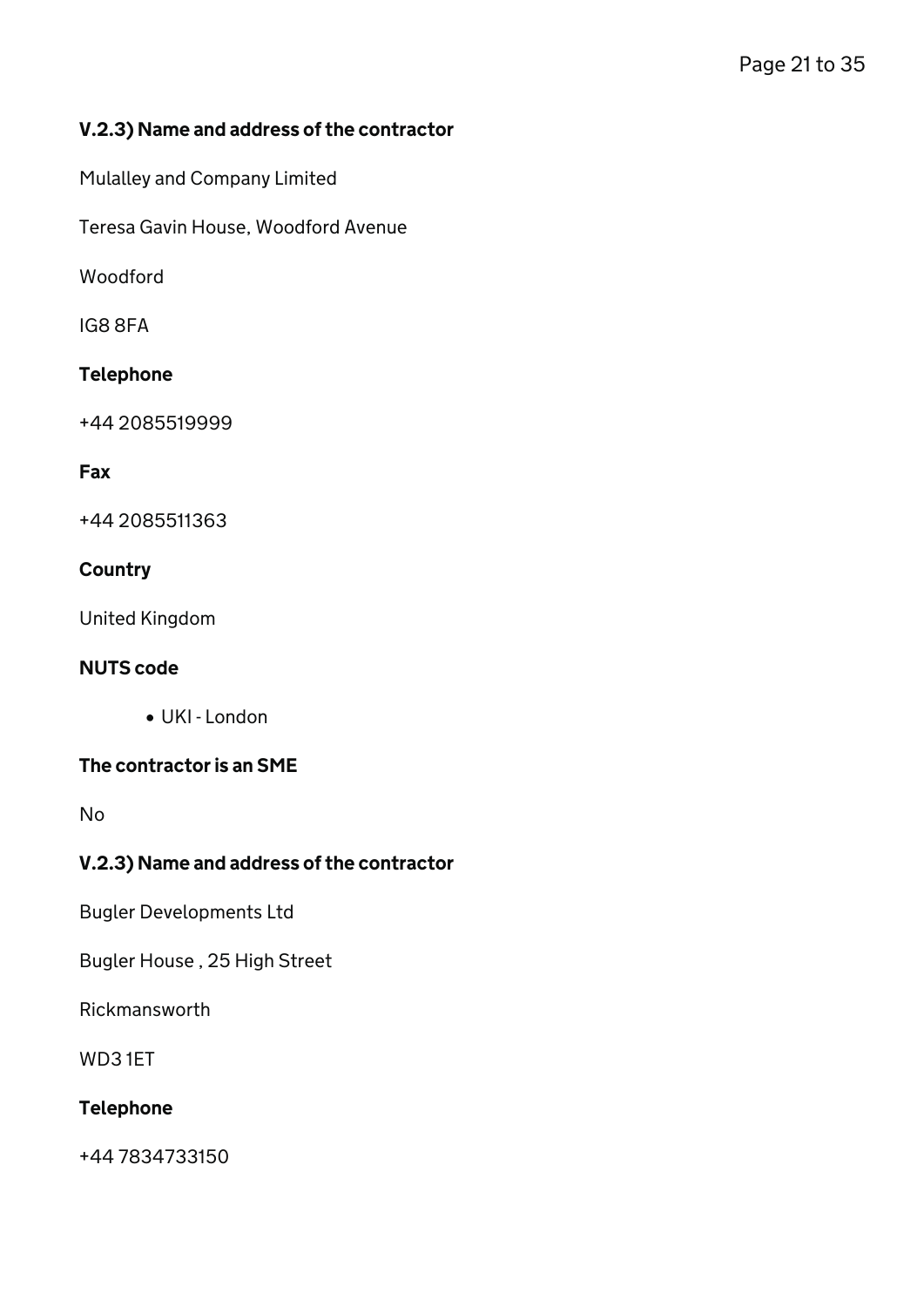### V.2.3) Name and address of the contractor

Mulalley and Company Limited

Teresa Gavin House, Woodford Avenue

Woodford

IG8 8FA

**Telephone**

+44 2085519999

**Fax**

+44 2085511363

**Country**

United Kingdom

**NUTS code**

- UKI - London

**The contractor is an SME**

No

### V.2.3) Name and address of the contractor

Bugler Developments Ltd

Bugler House , 25 High Street

Rickmansworth

WD3 1ET

**Telephone**

+44 7834733150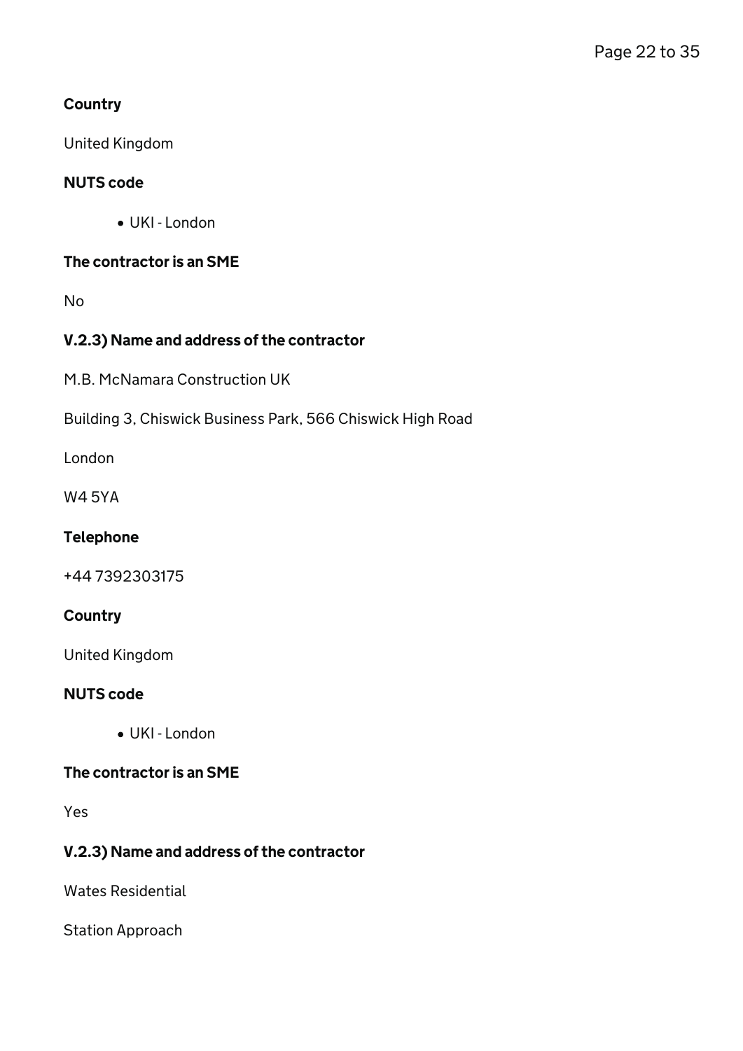#### Country

United Kingdom

#### NUTS code

- UKI - London

#### The contractor is an SME

No

#### V.2.3) Name and address of the contractor

M.B. McNamara Construction UK

Building 3, Chiswick Business Park, 566 Chiswick High Road

London

W4 5YA

#### Telephone

+44 7392303175

#### Country

United Kingdom

#### NUTS code

- UKI - London

#### The contractor is an SME

Yes

#### V.2.3) Name and address of the contractor

Wates Residential

Station Approach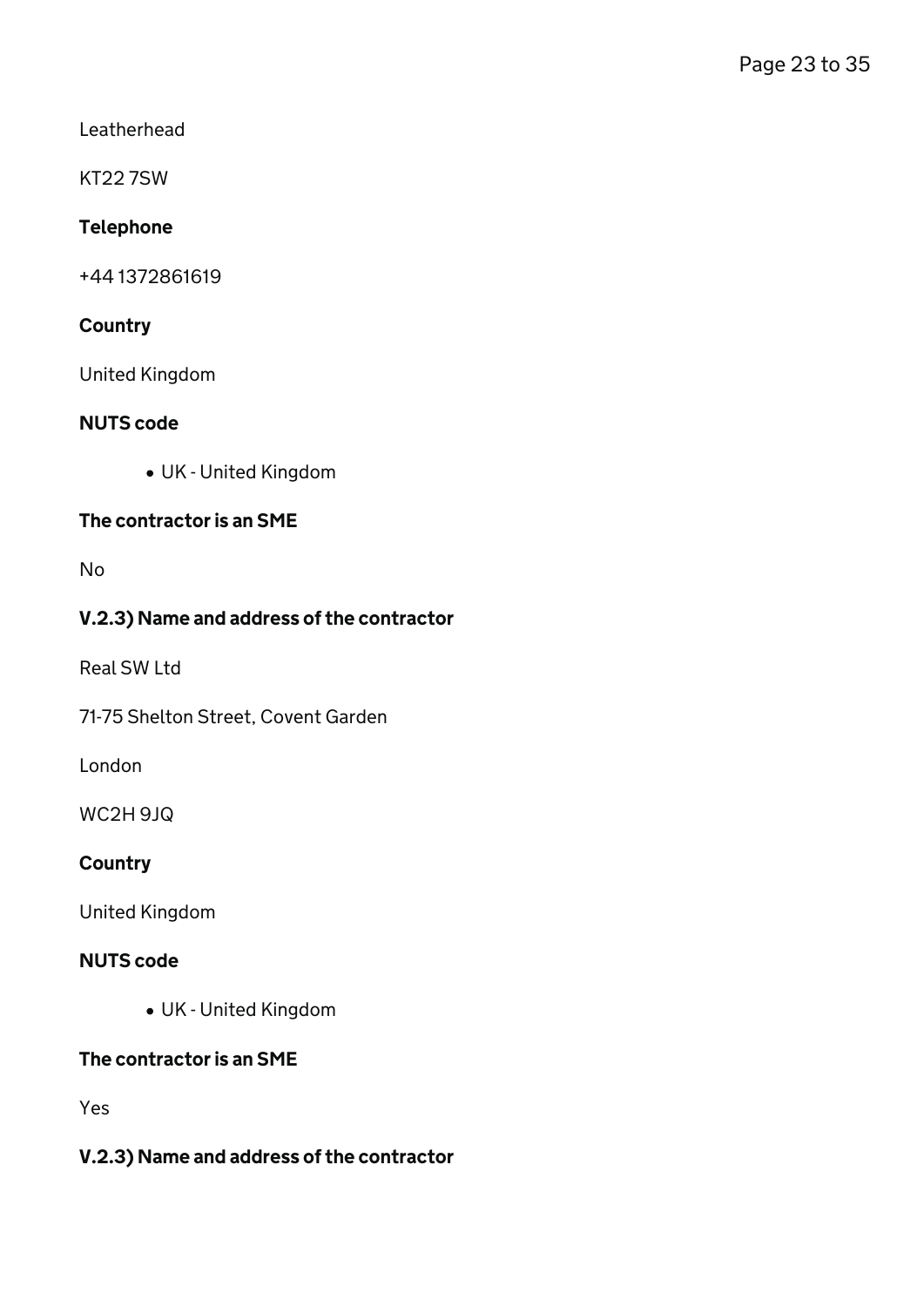Leatherhead

KT22 7SW

#### Telephone

+44 1372861619

#### Country

United Kingdom

#### NUTS code

- UK - United Kingdom

#### The contractor is an SME

No

#### V.2.3) Name and address of the contractor

Real SW Ltd

71-75 Shelton Street, Covent Garden

London

WC2H 9JQ

#### Country

United Kingdom

#### NUTS code

- UK - United Kingdom

#### The contractor is an SME

Yes

#### V.2.3) Name and address of the contractor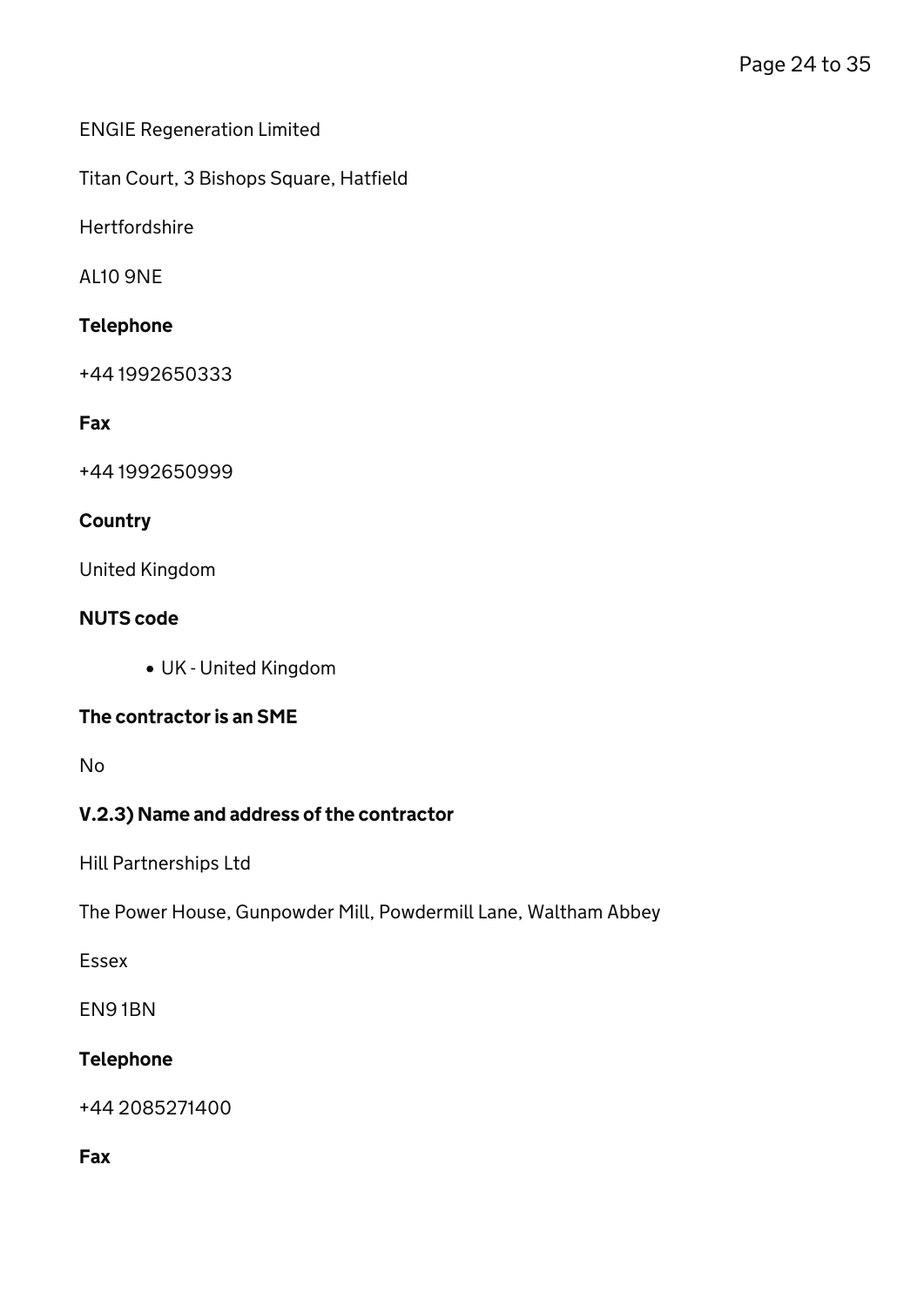ENGIE Regeneration Limited

Titan Court, 3 Bishops Square, Hatfield

Hertfordshire

AL10 9NE

#### Telephone

+44 1992650333

#### Fax

+44 1992650999

#### Country

United Kingdom

#### NUTS code

- UK - United Kingdom

#### The contractor is an SME

No

### V.2.3) Name and address of the contractor

Hill Partnerships Ltd

The Power House, Gunpowder Mill, Powdermill Lane, Waltham Abbey

Essex

EN9 1BN

#### Telephone

+44 2085271400

#### Fax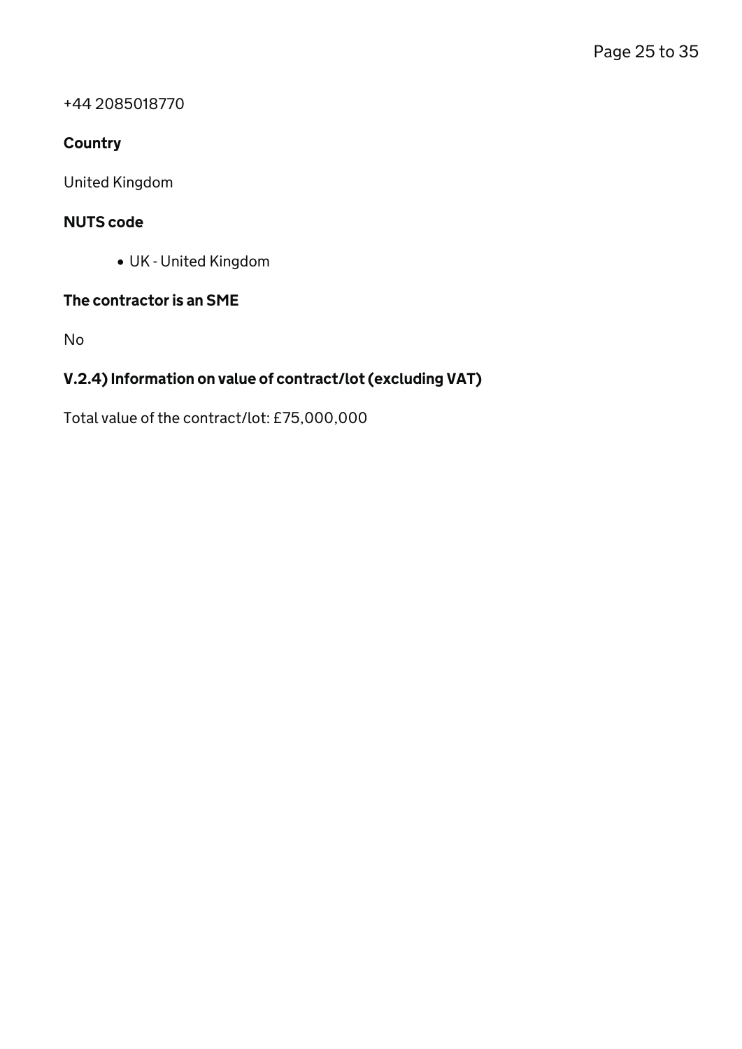+44 2085018770

#### Country

United Kingdom

#### NUTS code

- UK - United Kingdom

#### The contractor is an SME

No

#### V.2.4) Information on value of contract/lot (excluding VAT)

Total value of the contract/lot: £75,000,000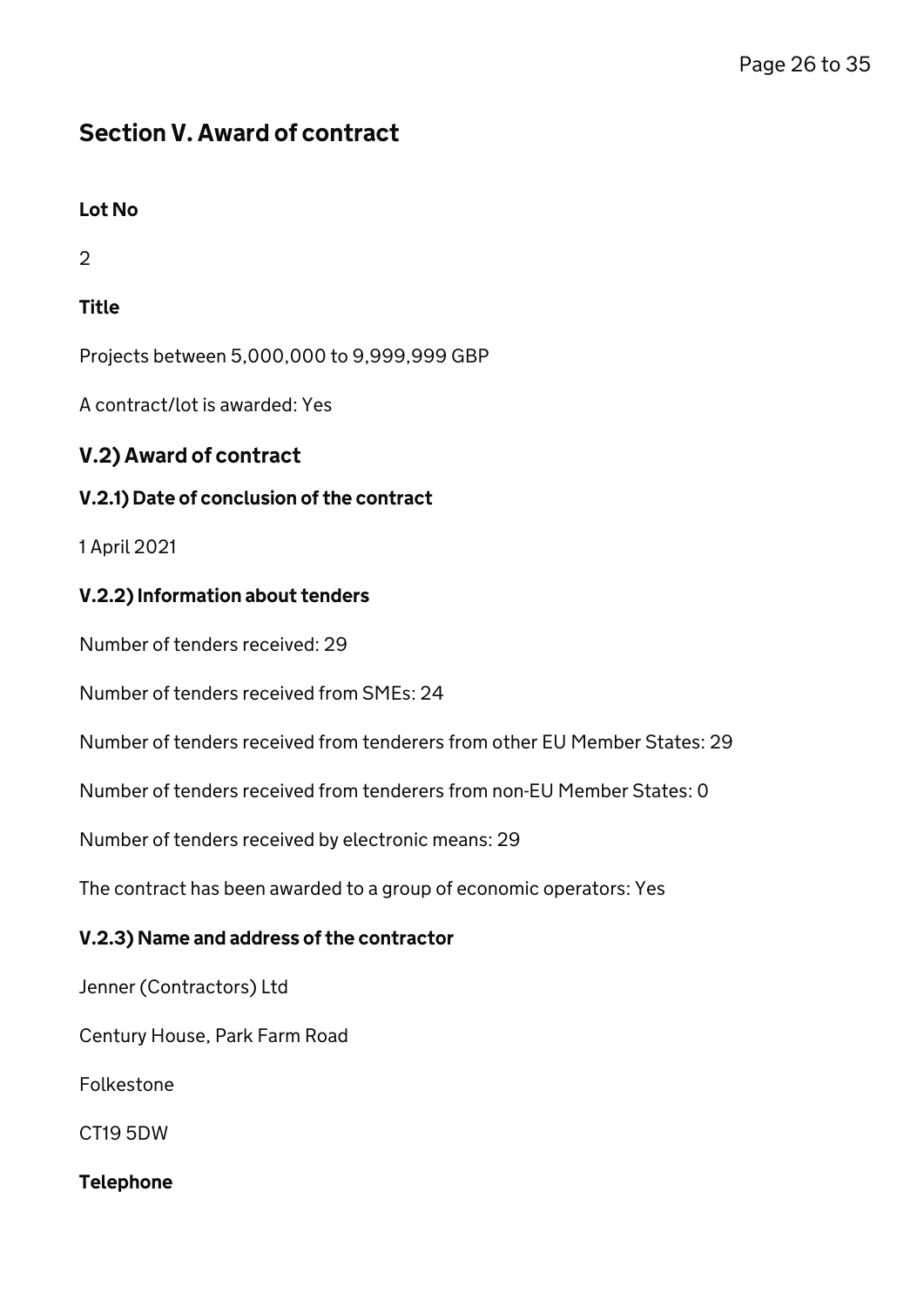## Section V. Award of contract

**Lot No**

2

**Title**

Projects between 5,000,000 to 9,999,999 GBP

A contract/lot is awarded: Yes

### V.2) Award of contract

#### V.2.1) Date of conclusion of the contract

1 April 2021

#### V.2.2) Information about tenders

Number of tenders received: 29

Number of tenders received from SMEs: 24

Number of tenders received from tenderers from other EU Member States: 29

Number of tenders received from tenderers from non-EU Member States: 0

Number of tenders received by electronic means: 29

The contract has been awarded to a group of economic operators: Yes

#### V.2.3) Name and address of the contractor

Jenner (Contractors) Ltd

Century House, Park Farm Road

Folkestone

CT19 5DW

**Telephone**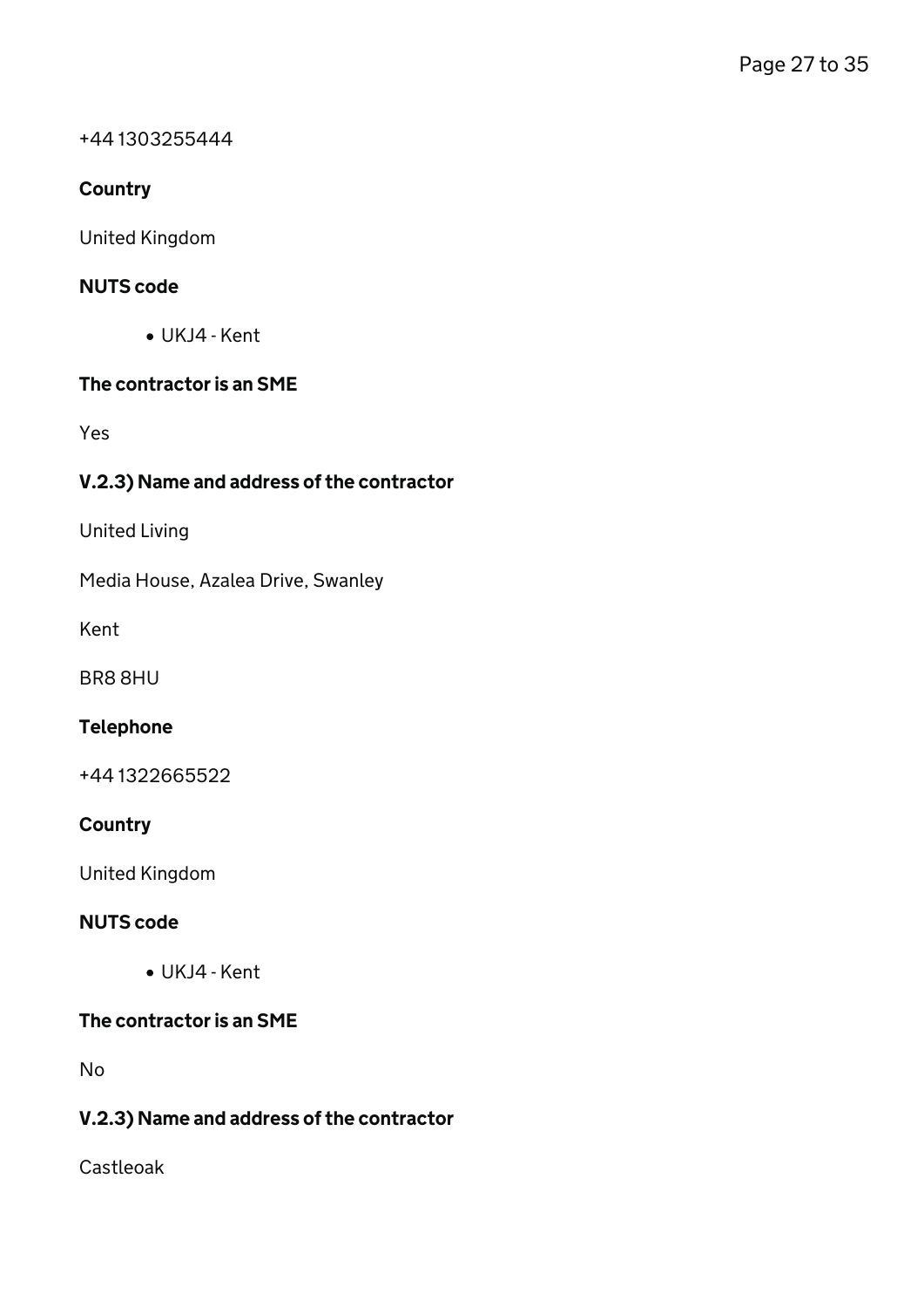+44 1303255444

#### Country

United Kingdom

#### NUTS code

- UKJ4 - Kent

#### The contractor is an SME

Yes

#### V.2.3) Name and address of the contractor

United Living

Media House, Azalea Drive, Swanley

Kent

BR8 8HU

#### Telephone

+44 1322665522

#### Country

United Kingdom

#### NUTS code

- UKJ4 - Kent

#### The contractor is an SME

No

#### V.2.3) Name and address of the contractor

Castleoak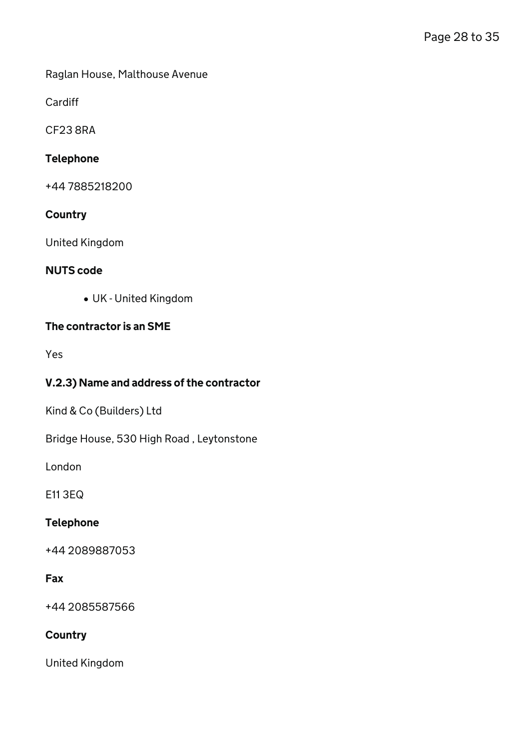Raglan House, Malthouse Avenue

Cardiff

CF23 8RA

**Telephone**

+44 7885218200

**Country**

United Kingdom

**NUTS code**

- UK - United Kingdom

**The contractor is an SME**

Yes

### V.2.3) Name and address of the contractor

Kind & Co (Builders) Ltd

Bridge House, 530 High Road , Leytonstone

London

E11 3EQ

**Telephone**

+44 2089887053

**Fax**

+44 2085587566

**Country**

United Kingdom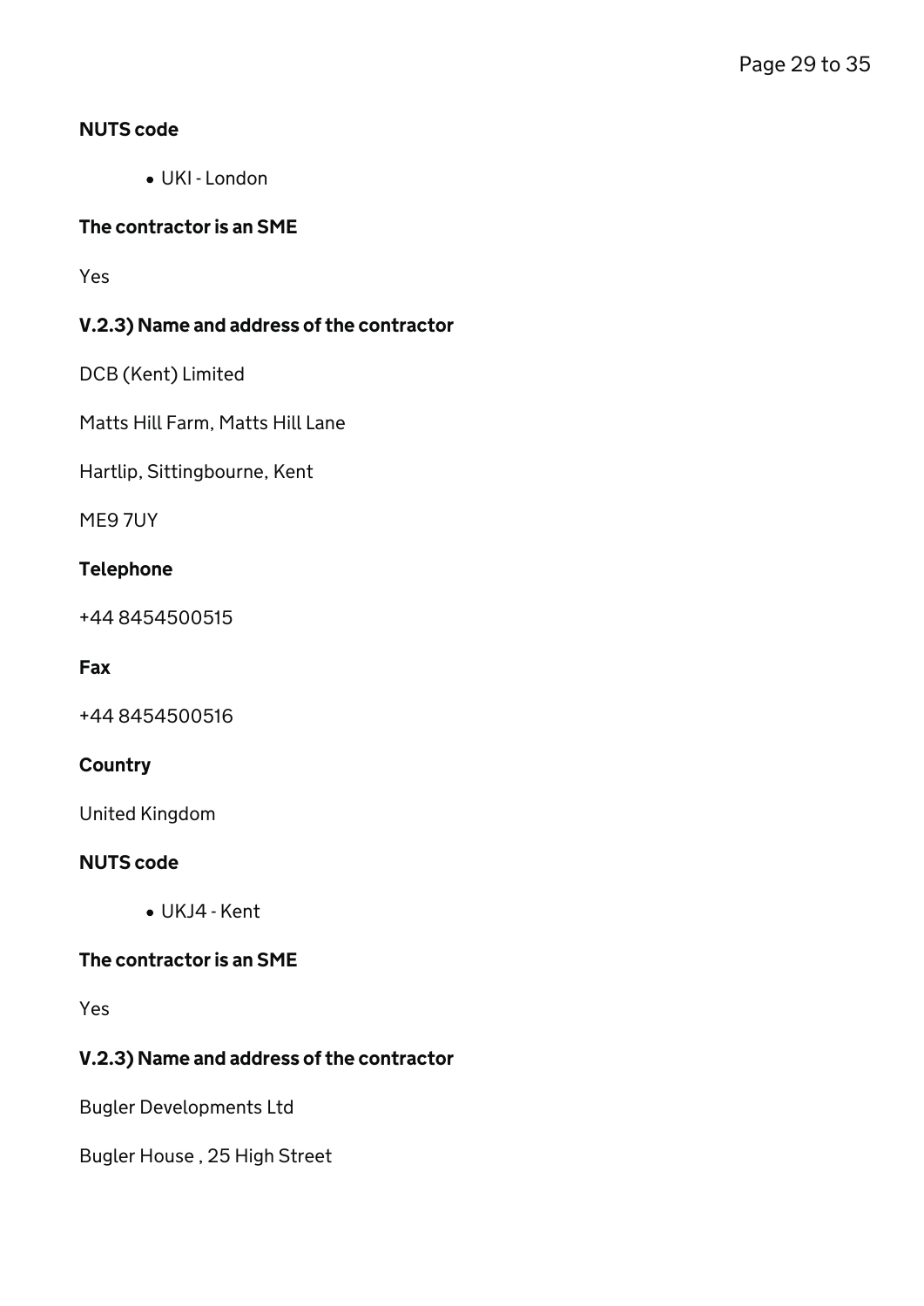#### NUTS code

- UKI - London

#### The contractor is an SME

Yes

#### V.2.3) Name and address of the contractor

DCB (Kent) Limited

Matts Hill Farm, Matts Hill Lane

Hartlip, Sittingbourne, Kent

ME9 7UY

#### Telephone

+44 8454500515

#### Fax

+44 8454500516

#### Country

United Kingdom

#### NUTS code

- UKJ4 - Kent

#### The contractor is an SME

Yes

#### V.2.3) Name and address of the contractor

Bugler Developments Ltd

Bugler House , 25 High Street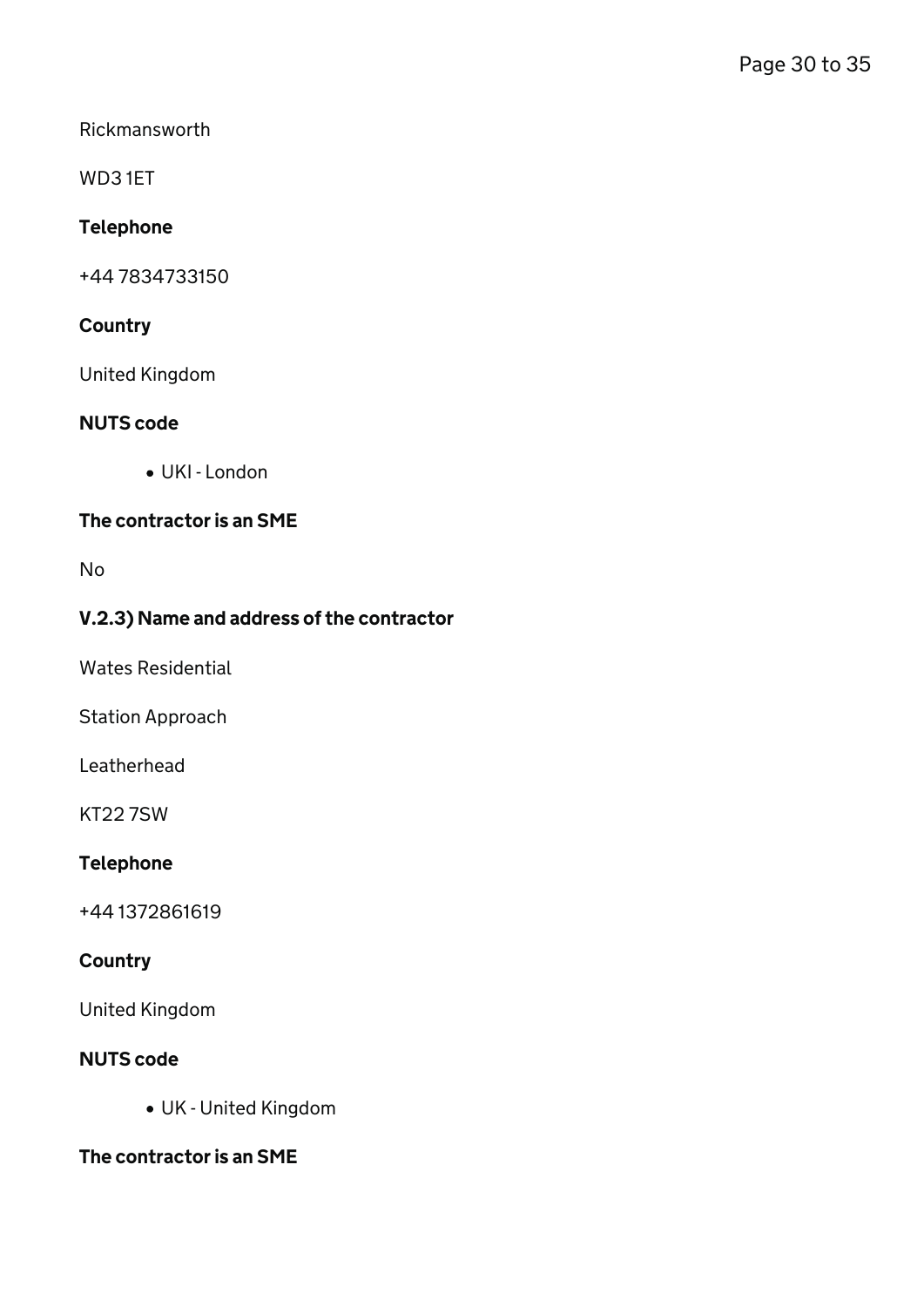Rickmansworth

WD3 1ET

#### Telephone

+44 7834733150

#### Country

United Kingdom

#### NUTS code

- UKI - London

#### The contractor is an SME

No

### V.2.3) Name and address of the contractor

Wates Residential

Station Approach

Leatherhead

KT22 7SW

#### Telephone

+44 1372861619

#### Country

United Kingdom

#### NUTS code

- UK - United Kingdom

#### The contractor is an SME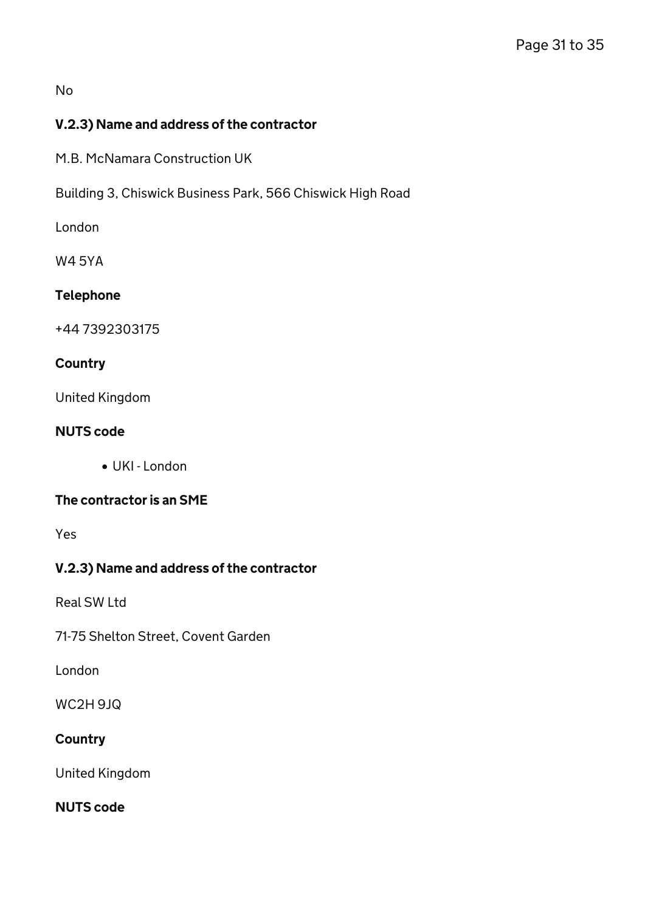No

### V.2.3) Name and address of the contractor

M.B. McNamara Construction UK

Building 3, Chiswick Business Park, 566 Chiswick High Road

London

W4 5YA

#### Telephone

+44 7392303175

#### Country

United Kingdom

#### NUTS code

- UKI - London

#### The contractor is an SME

Yes

### V.2.3) Name and address of the contractor

Real SW Ltd

71-75 Shelton Street, Covent Garden

London

WC2H 9JQ

#### Country

United Kingdom

#### NUTS code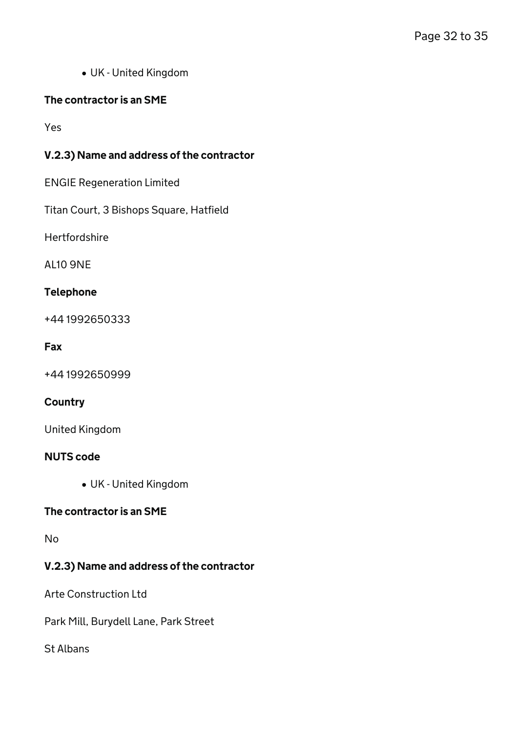- UK - United Kingdom

### The contractor is an SME

Yes

### V.2.3) Name and address of the contractor

ENGIE Regeneration Limited

Titan Court, 3 Bishops Square, Hatfield

Hertfordshire

AL10 9NE

### Telephone

+44 1992650333

### Fax

+44 1992650999

### Country

United Kingdom

### NUTS code

- UK - United Kingdom

### The contractor is an SME

No

### V.2.3) Name and address of the contractor

Arte Construction Ltd

Park Mill, Burydell Lane, Park Street

St Albans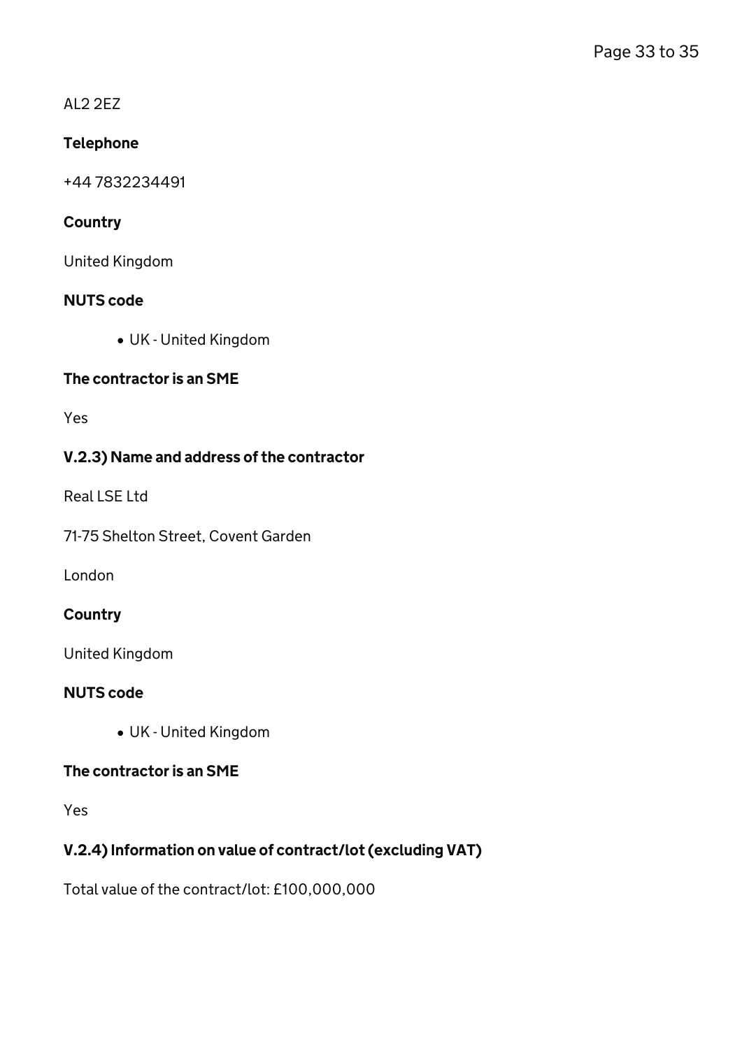AL2 2EZ

#### Telephone

+44 7832234491

#### Country

United Kingdom

#### NUTS code

- UK - United Kingdom

#### The contractor is an SME

Yes

### V.2.3) Name and address of the contractor

Real LSE Ltd

71-75 Shelton Street, Covent Garden

London

#### Country

United Kingdom

#### NUTS code

- UK - United Kingdom

#### The contractor is an SME

Yes

### V.2.4) Information on value of contract/lot (excluding VAT)

Total value of the contract/lot: £100,000,000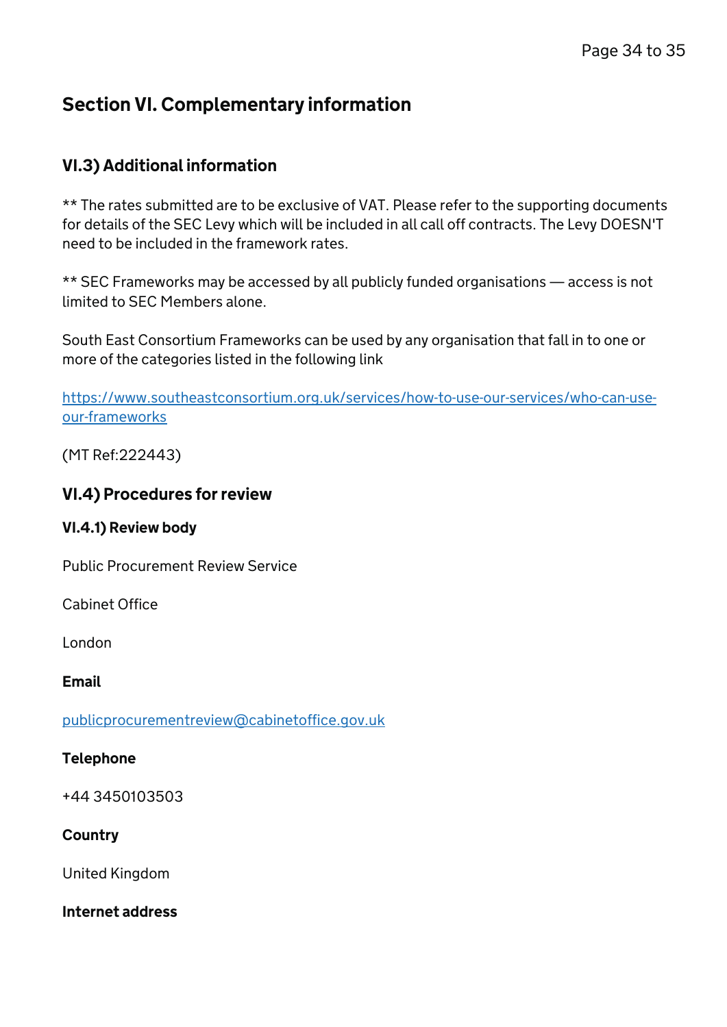## Section VI. Complementary information

### VI.3) Additional information

** The rates submitted are to be exclusive of VAT. Please refer to the supporting documents for details of the SEC Levy which will be included in all call off contracts. The Levy DOESN'T need to be included in the framework rates.

** SEC Frameworks may be accessed by all publicly funded organisations — access is not limited to SEC Members alone.

South East Consortium Frameworks can be used by any organisation that fall in to one or more of the categories listed in the following link

[https://www.southeastconsortium.org.uk/services/how-to-use-our-services/who-can-use-our-frameworks](https://www.southeastconsortium.org.uk/services/how-to-use-our-services/who-can-use-our-frameworks)

(MT Ref:222443)

### VI.4) Procedures for review

#### VI.4.1) Review body

Public Procurement Review Service

Cabinet Office

London

**Email**

[publicprocurementreview@cabinetoffice.gov.uk](mailto:publicprocurementreview@cabinetoffice.gov.uk)

**Telephone**

+44 3450103503

**Country**

United Kingdom

**Internet address**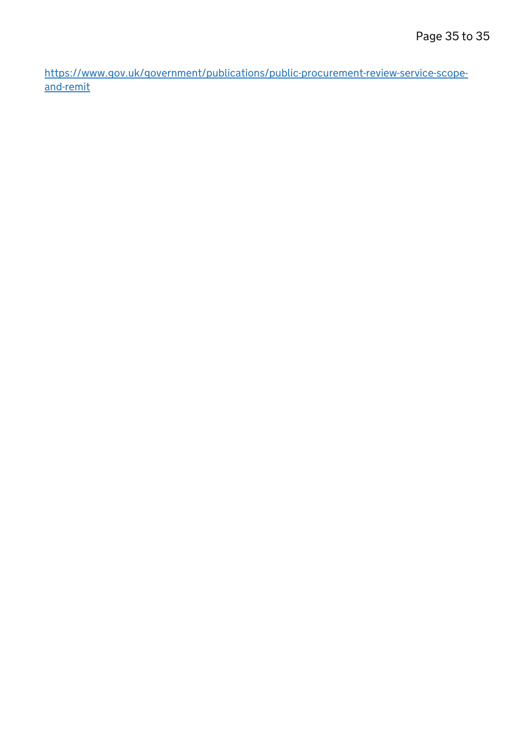https://www.gov.uk/government/publications/public-procurement-review-service-scope-and-remit